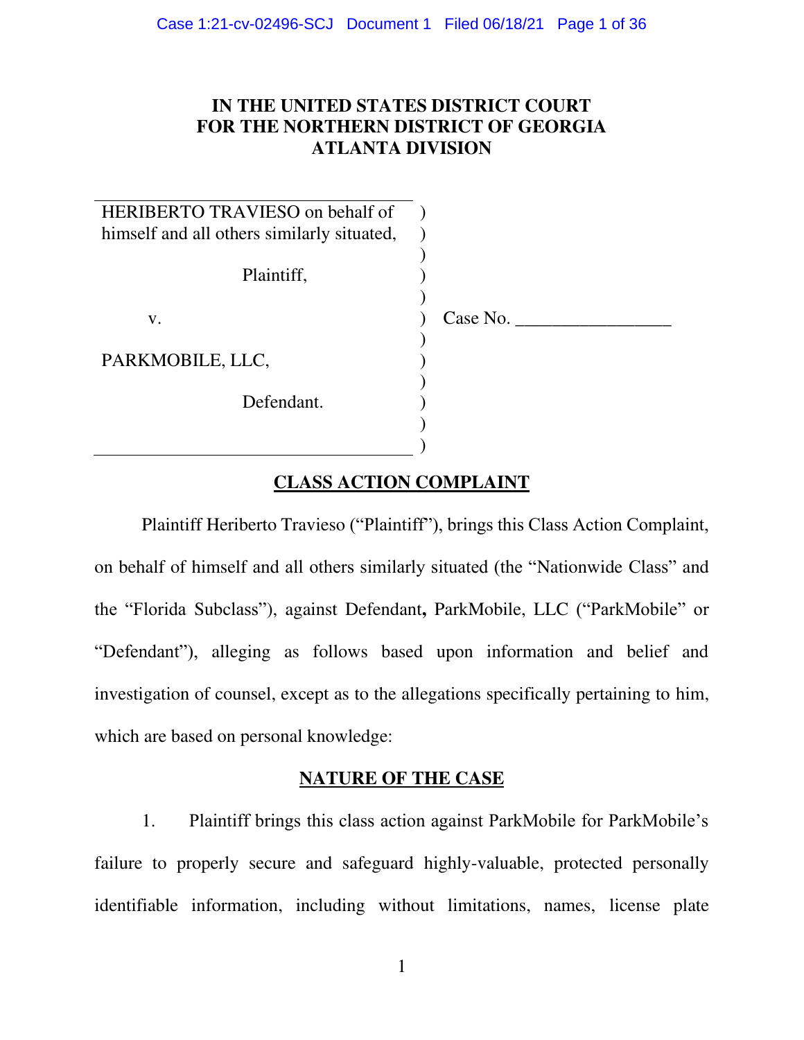# IN THE UNITED STATES DISTRICT COURT FOR THE NORTHERN DISTRICT OF GEORGIA ATLANTA DIVISION

| | | |
|---|---|---|
| HERIBERTO TRAVIESO on behalf of himself and all others similarly situated, | ) | |
| Plaintiff, | ) | |
| v. | ) | Case No. \_\_\_\_\_\_\_\_\_\_\_\_\_\_\_\_ |
| PARKMOBILE, LLC, | ) | |
| Defendant. | ) | |

## CLASS ACTION COMPLAINT

Plaintiff Heriberto Travieso ("Plaintiff"), brings this Class Action Complaint, on behalf of himself and all others similarly situated (the "Nationwide Class" and the "Florida Subclass"), against Defendant**,** ParkMobile, LLC ("ParkMobile" or "Defendant"), alleging as follows based upon information and belief and investigation of counsel, except as to the allegations specifically pertaining to him, which are based on personal knowledge:

## NATURE OF THE CASE

1. Plaintiff brings this class action against ParkMobile for ParkMobile's failure to properly secure and safeguard highly-valuable, protected personally identifiable information, including without limitations, names, license plate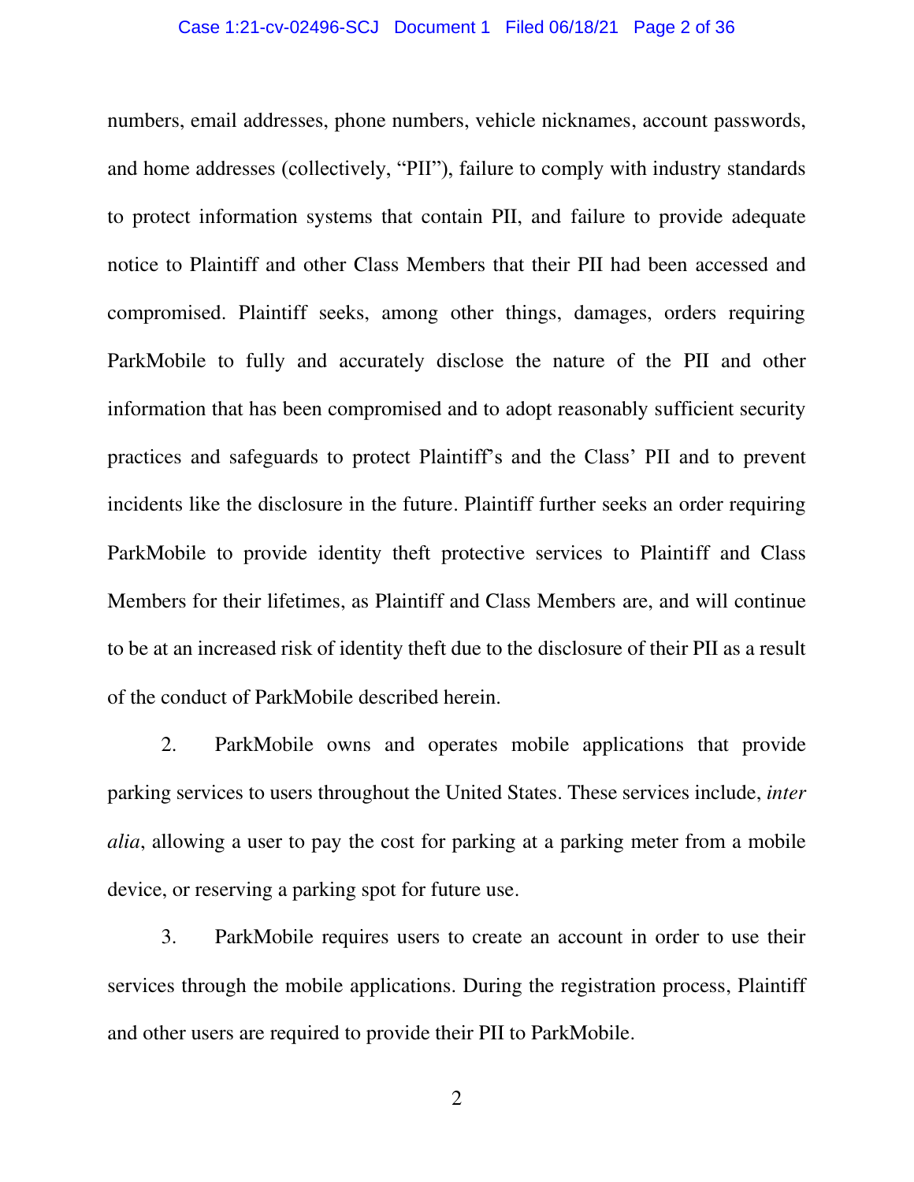numbers, email addresses, phone numbers, vehicle nicknames, account passwords, and home addresses (collectively, "PII"), failure to comply with industry standards to protect information systems that contain PII, and failure to provide adequate notice to Plaintiff and other Class Members that their PII had been accessed and compromised. Plaintiff seeks, among other things, damages, orders requiring ParkMobile to fully and accurately disclose the nature of the PII and other information that has been compromised and to adopt reasonably sufficient security practices and safeguards to protect Plaintiff's and the Class' PII and to prevent incidents like the disclosure in the future. Plaintiff further seeks an order requiring ParkMobile to provide identity theft protective services to Plaintiff and Class Members for their lifetimes, as Plaintiff and Class Members are, and will continue to be at an increased risk of identity theft due to the disclosure of their PII as a result of the conduct of ParkMobile described herein.

2. ParkMobile owns and operates mobile applications that provide parking services to users throughout the United States. These services include, *inter alia*, allowing a user to pay the cost for parking at a parking meter from a mobile device, or reserving a parking spot for future use.

3. ParkMobile requires users to create an account in order to use their services through the mobile applications. During the registration process, Plaintiff and other users are required to provide their PII to ParkMobile.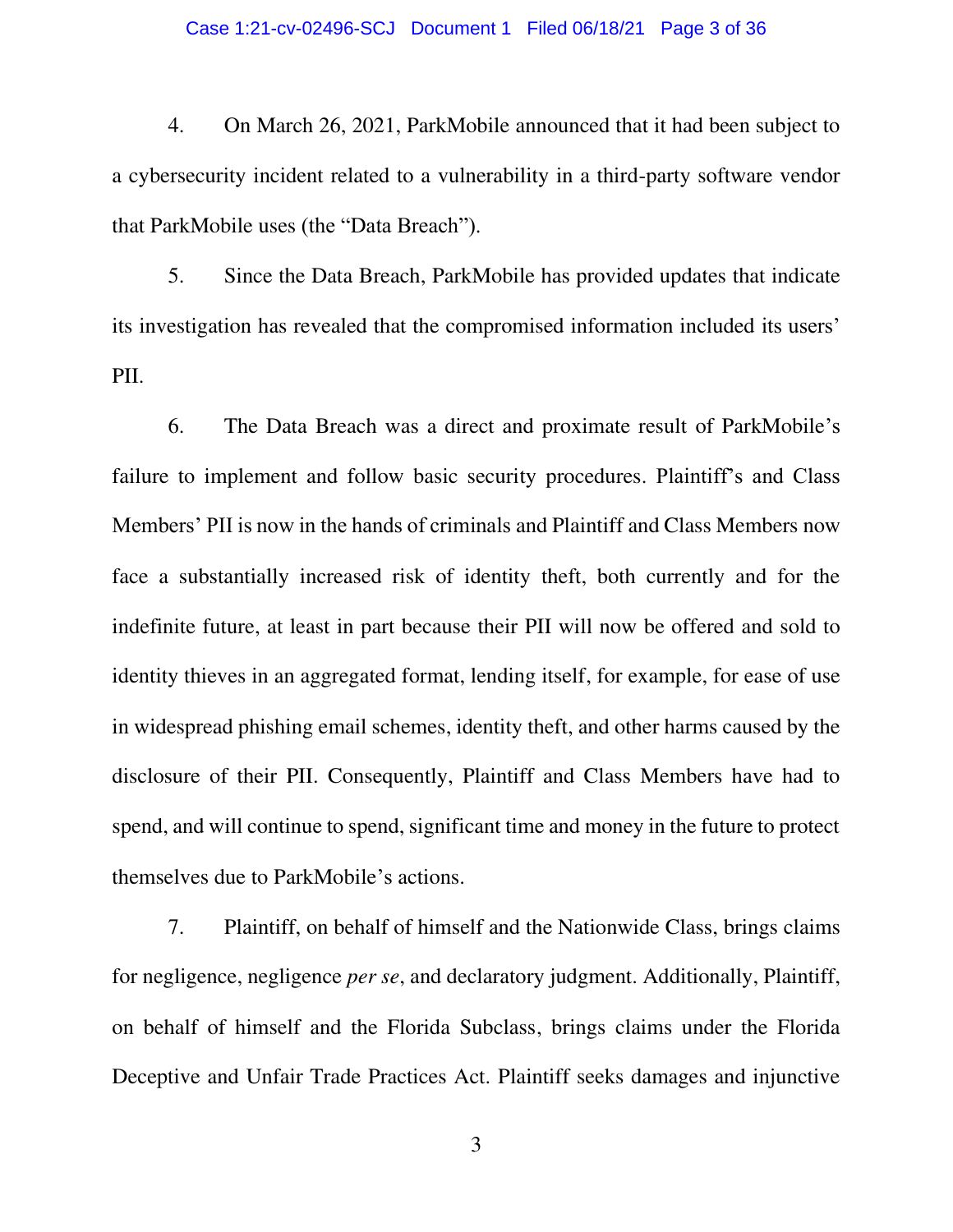4. On March 26, 2021, ParkMobile announced that it had been subject to a cybersecurity incident related to a vulnerability in a third-party software vendor that ParkMobile uses (the "Data Breach").

5. Since the Data Breach, ParkMobile has provided updates that indicate its investigation has revealed that the compromised information included its users' PII.

6. The Data Breach was a direct and proximate result of ParkMobile's failure to implement and follow basic security procedures. Plaintiff's and Class Members' PII is now in the hands of criminals and Plaintiff and Class Members now face a substantially increased risk of identity theft, both currently and for the indefinite future, at least in part because their PII will now be offered and sold to identity thieves in an aggregated format, lending itself, for example, for ease of use in widespread phishing email schemes, identity theft, and other harms caused by the disclosure of their PII. Consequently, Plaintiff and Class Members have had to spend, and will continue to spend, significant time and money in the future to protect themselves due to ParkMobile's actions.

7. Plaintiff, on behalf of himself and the Nationwide Class, brings claims for negligence, negligence *per se*, and declaratory judgment. Additionally, Plaintiff, on behalf of himself and the Florida Subclass, brings claims under the Florida Deceptive and Unfair Trade Practices Act. Plaintiff seeks damages and injunctive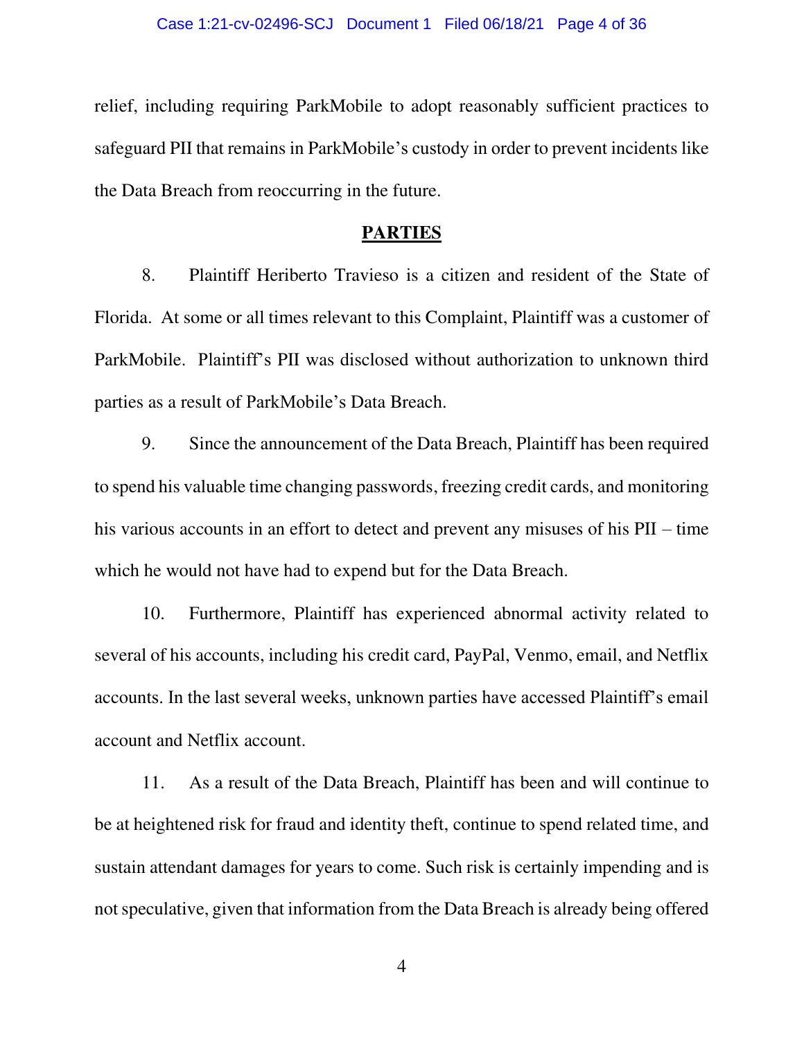relief, including requiring ParkMobile to adopt reasonably sufficient practices to safeguard PII that remains in ParkMobile's custody in order to prevent incidents like the Data Breach from reoccurring in the future.

## PARTIES

8. Plaintiff Heriberto Travieso is a citizen and resident of the State of Florida. At some or all times relevant to this Complaint, Plaintiff was a customer of ParkMobile. Plaintiff's PII was disclosed without authorization to unknown third parties as a result of ParkMobile's Data Breach.

9. Since the announcement of the Data Breach, Plaintiff has been required to spend his valuable time changing passwords, freezing credit cards, and monitoring his various accounts in an effort to detect and prevent any misuses of his PII – time which he would not have had to expend but for the Data Breach.

10. Furthermore, Plaintiff has experienced abnormal activity related to several of his accounts, including his credit card, PayPal, Venmo, email, and Netflix accounts. In the last several weeks, unknown parties have accessed Plaintiff's email account and Netflix account.

11. As a result of the Data Breach, Plaintiff has been and will continue to be at heightened risk for fraud and identity theft, continue to spend related time, and sustain attendant damages for years to come. Such risk is certainly impending and is not speculative, given that information from the Data Breach is already being offered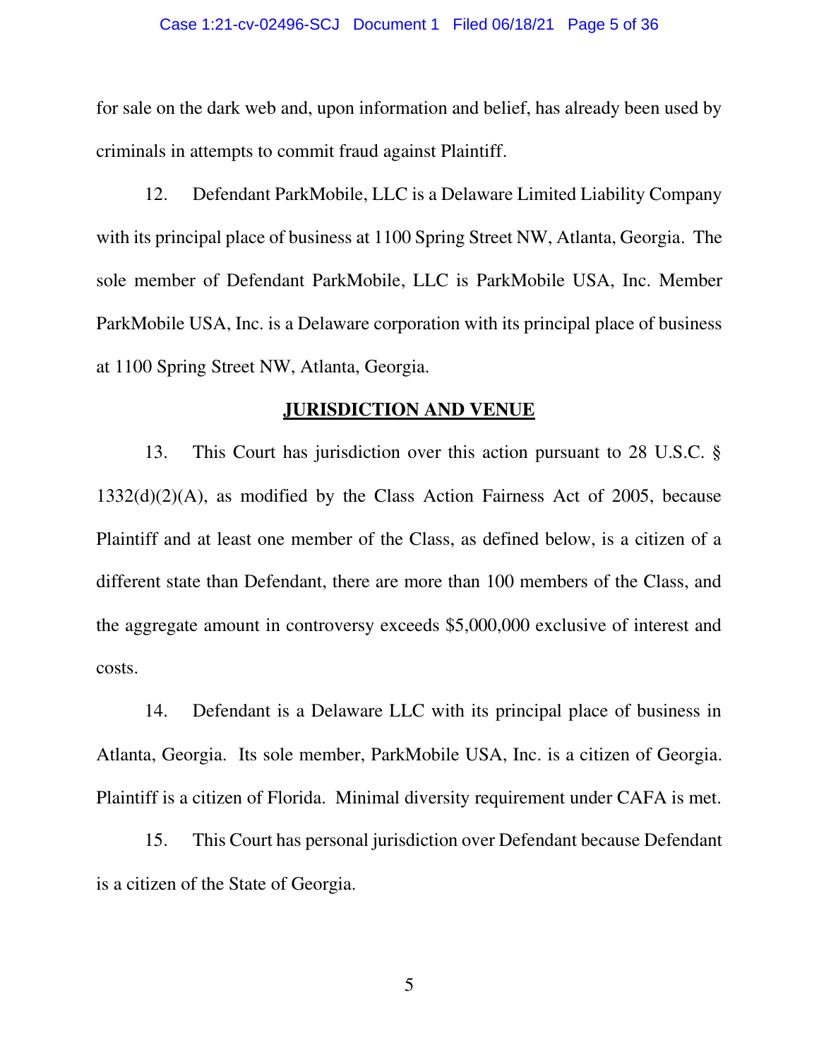for sale on the dark web and, upon information and belief, has already been used by criminals in attempts to commit fraud against Plaintiff.

12. Defendant ParkMobile, LLC is a Delaware Limited Liability Company with its principal place of business at 1100 Spring Street NW, Atlanta, Georgia. The sole member of Defendant ParkMobile, LLC is ParkMobile USA, Inc. Member ParkMobile USA, Inc. is a Delaware corporation with its principal place of business at 1100 Spring Street NW, Atlanta, Georgia.

## JURISDICTION AND VENUE

13. This Court has jurisdiction over this action pursuant to 28 U.S.C. § 1332(d)(2)(A), as modified by the Class Action Fairness Act of 2005, because Plaintiff and at least one member of the Class, as defined below, is a citizen of a different state than Defendant, there are more than 100 members of the Class, and the aggregate amount in controversy exceeds $5,000,000 exclusive of interest and costs.

14. Defendant is a Delaware LLC with its principal place of business in Atlanta, Georgia. Its sole member, ParkMobile USA, Inc. is a citizen of Georgia. Plaintiff is a citizen of Florida. Minimal diversity requirement under CAFA is met.

15. This Court has personal jurisdiction over Defendant because Defendant is a citizen of the State of Georgia.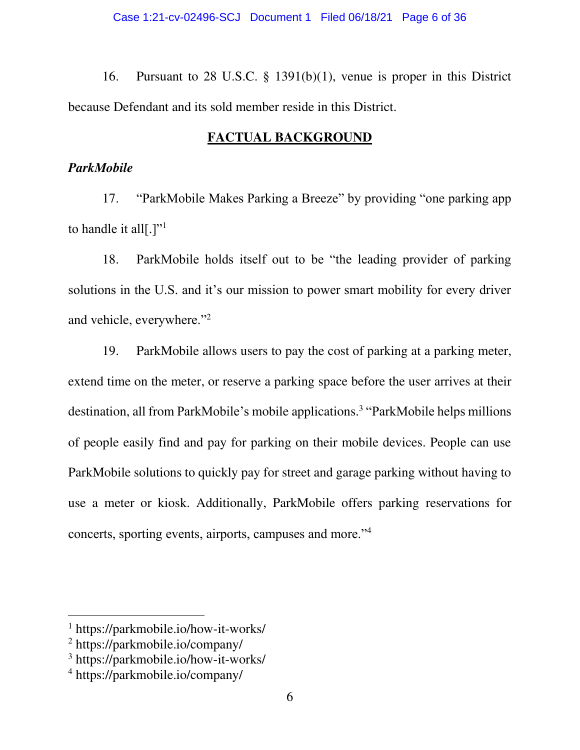16. Pursuant to 28 U.S.C. § 1391(b)(1), venue is proper in this District because Defendant and its sold member reside in this District.

## FACTUAL BACKGROUND

### *ParkMobile*

17. "ParkMobile Makes Parking a Breeze" by providing "one parking app to handle it all[.]"[1]

18. ParkMobile holds itself out to be "the leading provider of parking solutions in the U.S. and it's our mission to power smart mobility for every driver and vehicle, everywhere."[2]

19. ParkMobile allows users to pay the cost of parking at a parking meter, extend time on the meter, or reserve a parking space before the user arrives at their destination, all from ParkMobile's mobile applications.[3] "ParkMobile helps millions of people easily find and pay for parking on their mobile devices. People can use ParkMobile solutions to quickly pay for street and garage parking without having to use a meter or kiosk. Additionally, ParkMobile offers parking reservations for concerts, sporting events, airports, campuses and more."[4]

---

[1] https://parkmobile.io/how-it-works/
[2] https://parkmobile.io/company/
[3] https://parkmobile.io/how-it-works/
[4] https://parkmobile.io/company/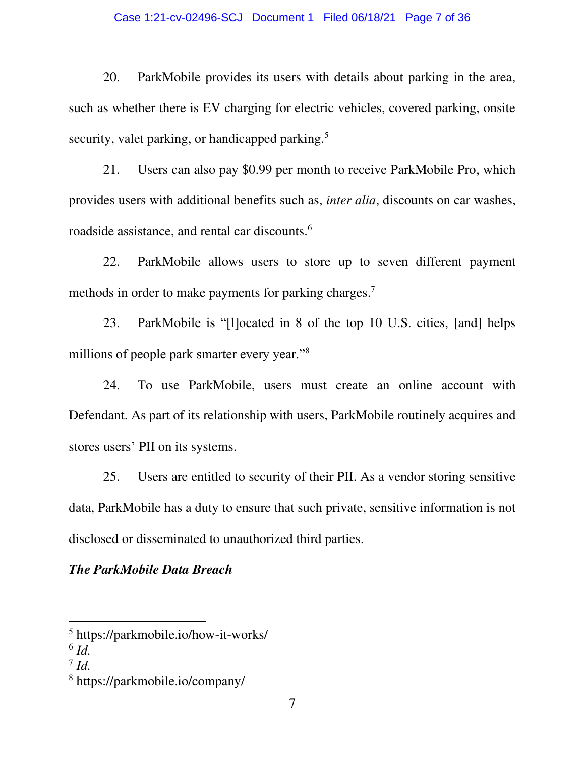20. ParkMobile provides its users with details about parking in the area, such as whether there is EV charging for electric vehicles, covered parking, onsite security, valet parking, or handicapped parking.[5]

21. Users can also pay $0.99 per month to receive ParkMobile Pro, which provides users with additional benefits such as, *inter alia*, discounts on car washes, roadside assistance, and rental car discounts.[6]

22. ParkMobile allows users to store up to seven different payment methods in order to make payments for parking charges.[7]

23. ParkMobile is "[l]ocated in 8 of the top 10 U.S. cities, [and] helps millions of people park smarter every year."[8]

24. To use ParkMobile, users must create an online account with Defendant. As part of its relationship with users, ParkMobile routinely acquires and stores users' PII on its systems.

25. Users are entitled to security of their PII. As a vendor storing sensitive data, ParkMobile has a duty to ensure that such private, sensitive information is not disclosed or disseminated to unauthorized third parties.

***The ParkMobile Data Breach***

---

[5] https://parkmobile.io/how-it-works/

[6] *Id.*

[7] *Id.*

[8] https://parkmobile.io/company/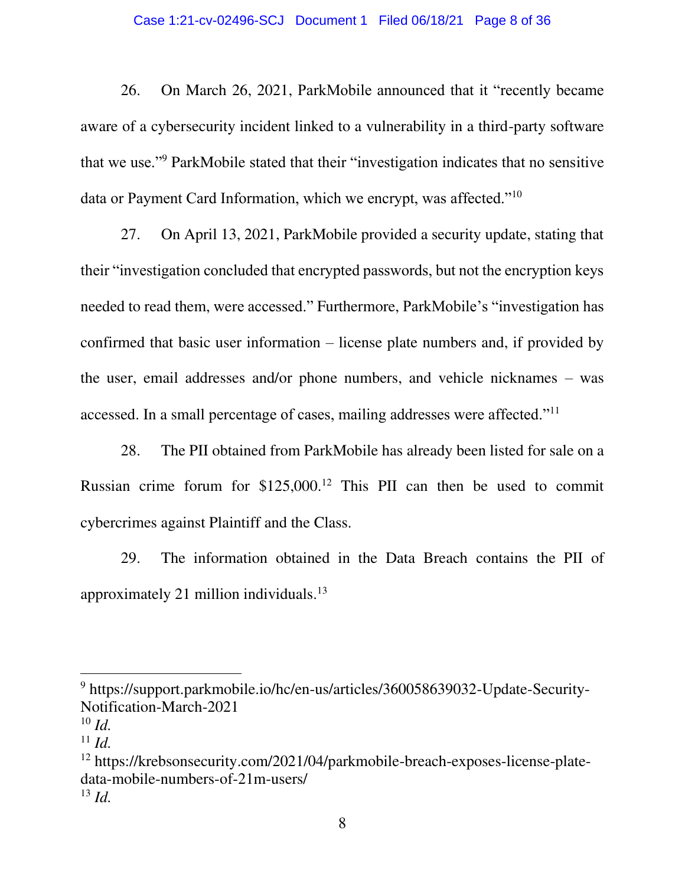26. On March 26, 2021, ParkMobile announced that it "recently became aware of a cybersecurity incident linked to a vulnerability in a third-party software that we use."[9] ParkMobile stated that their "investigation indicates that no sensitive data or Payment Card Information, which we encrypt, was affected."[10]

27. On April 13, 2021, ParkMobile provided a security update, stating that their "investigation concluded that encrypted passwords, but not the encryption keys needed to read them, were accessed." Furthermore, ParkMobile's "investigation has confirmed that basic user information – license plate numbers and, if provided by the user, email addresses and/or phone numbers, and vehicle nicknames – was accessed. In a small percentage of cases, mailing addresses were affected."[11]

28. The PII obtained from ParkMobile has already been listed for sale on a Russian crime forum for $125,000.[12] This PII can then be used to commit cybercrimes against Plaintiff and the Class.

29. The information obtained in the Data Breach contains the PII of approximately 21 million individuals.[13]

---

[9] https://support.parkmobile.io/hc/en-us/articles/360058639032-Update-Security-Notification-March-2021

[10] *Id.*

[11] *Id.*

[12] https://krebsonsecurity.com/2021/04/parkmobile-breach-exposes-license-plate-data-mobile-numbers-of-21m-users/

[13] *Id.*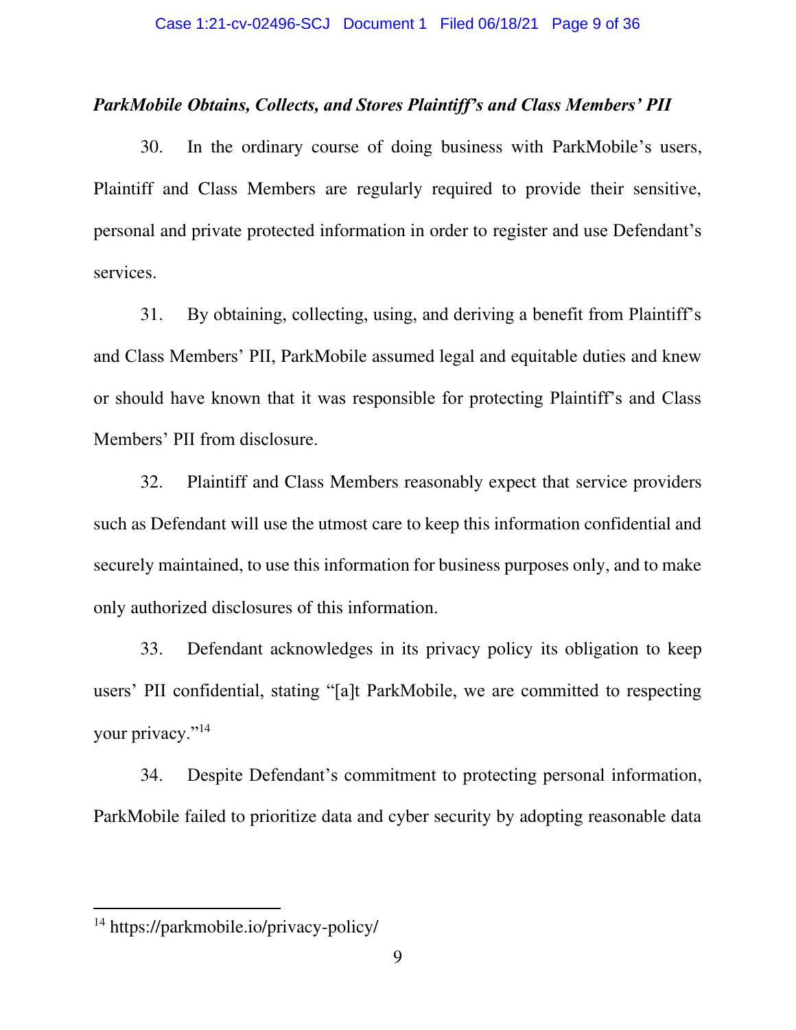***ParkMobile Obtains, Collects, and Stores Plaintiff's and Class Members' PII***

30. In the ordinary course of doing business with ParkMobile's users, Plaintiff and Class Members are regularly required to provide their sensitive, personal and private protected information in order to register and use Defendant's services.

31. By obtaining, collecting, using, and deriving a benefit from Plaintiff's and Class Members' PII, ParkMobile assumed legal and equitable duties and knew or should have known that it was responsible for protecting Plaintiff's and Class Members' PII from disclosure.

32. Plaintiff and Class Members reasonably expect that service providers such as Defendant will use the utmost care to keep this information confidential and securely maintained, to use this information for business purposes only, and to make only authorized disclosures of this information.

33. Defendant acknowledges in its privacy policy its obligation to keep users' PII confidential, stating "[a]t ParkMobile, we are committed to respecting your privacy."[14]

34. Despite Defendant's commitment to protecting personal information, ParkMobile failed to prioritize data and cyber security by adopting reasonable data

---

[14] https://parkmobile.io/privacy-policy/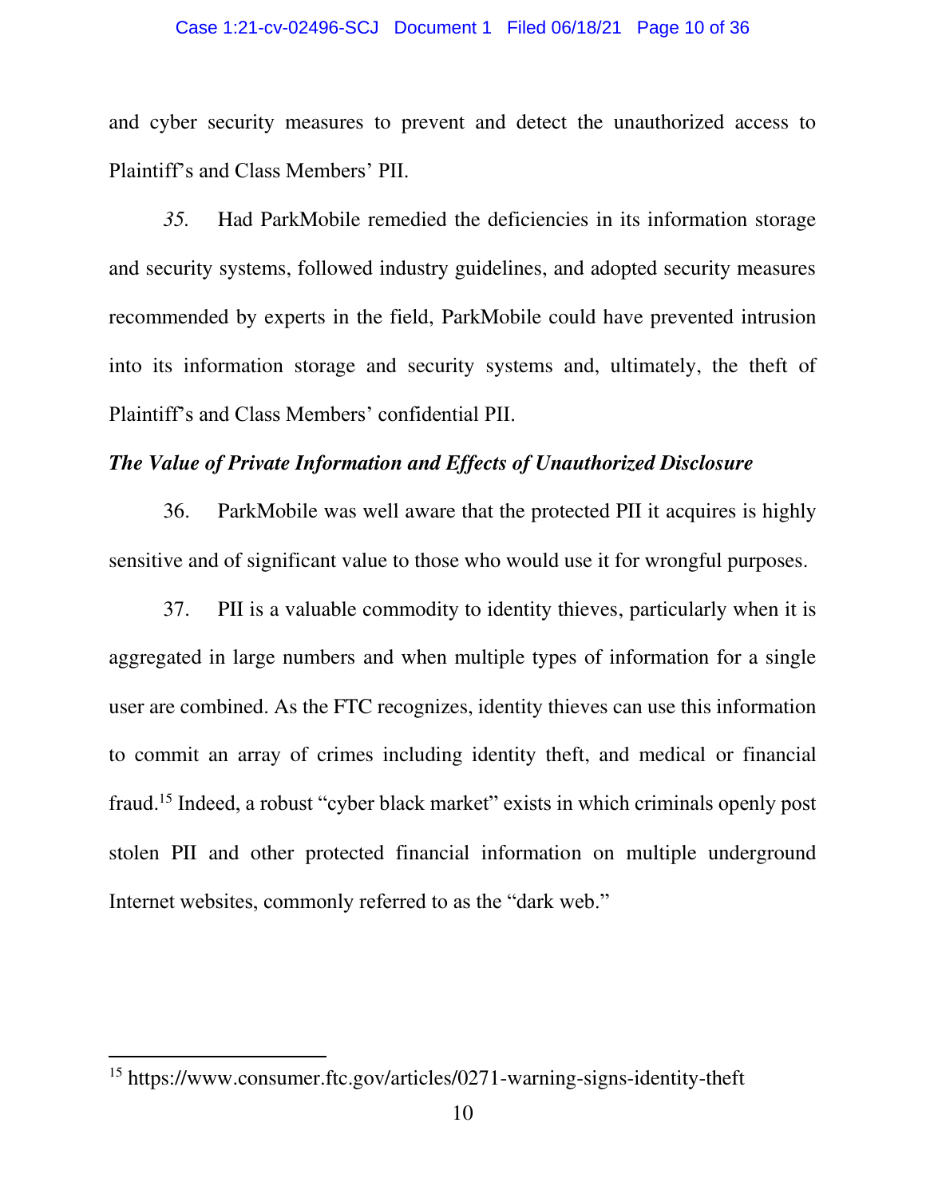and cyber security measures to prevent and detect the unauthorized access to Plaintiff's and Class Members' PII.

*35.* Had ParkMobile remedied the deficiencies in its information storage and security systems, followed industry guidelines, and adopted security measures recommended by experts in the field, ParkMobile could have prevented intrusion into its information storage and security systems and, ultimately, the theft of Plaintiff's and Class Members' confidential PII.

***The Value of Private Information and Effects of Unauthorized Disclosure***

36. ParkMobile was well aware that the protected PII it acquires is highly sensitive and of significant value to those who would use it for wrongful purposes.

37. PII is a valuable commodity to identity thieves, particularly when it is aggregated in large numbers and when multiple types of information for a single user are combined. As the FTC recognizes, identity thieves can use this information to commit an array of crimes including identity theft, and medical or financial fraud.[15] Indeed, a robust "cyber black market" exists in which criminals openly post stolen PII and other protected financial information on multiple underground Internet websites, commonly referred to as the "dark web."

---

[15] https://www.consumer.ftc.gov/articles/0271-warning-signs-identity-theft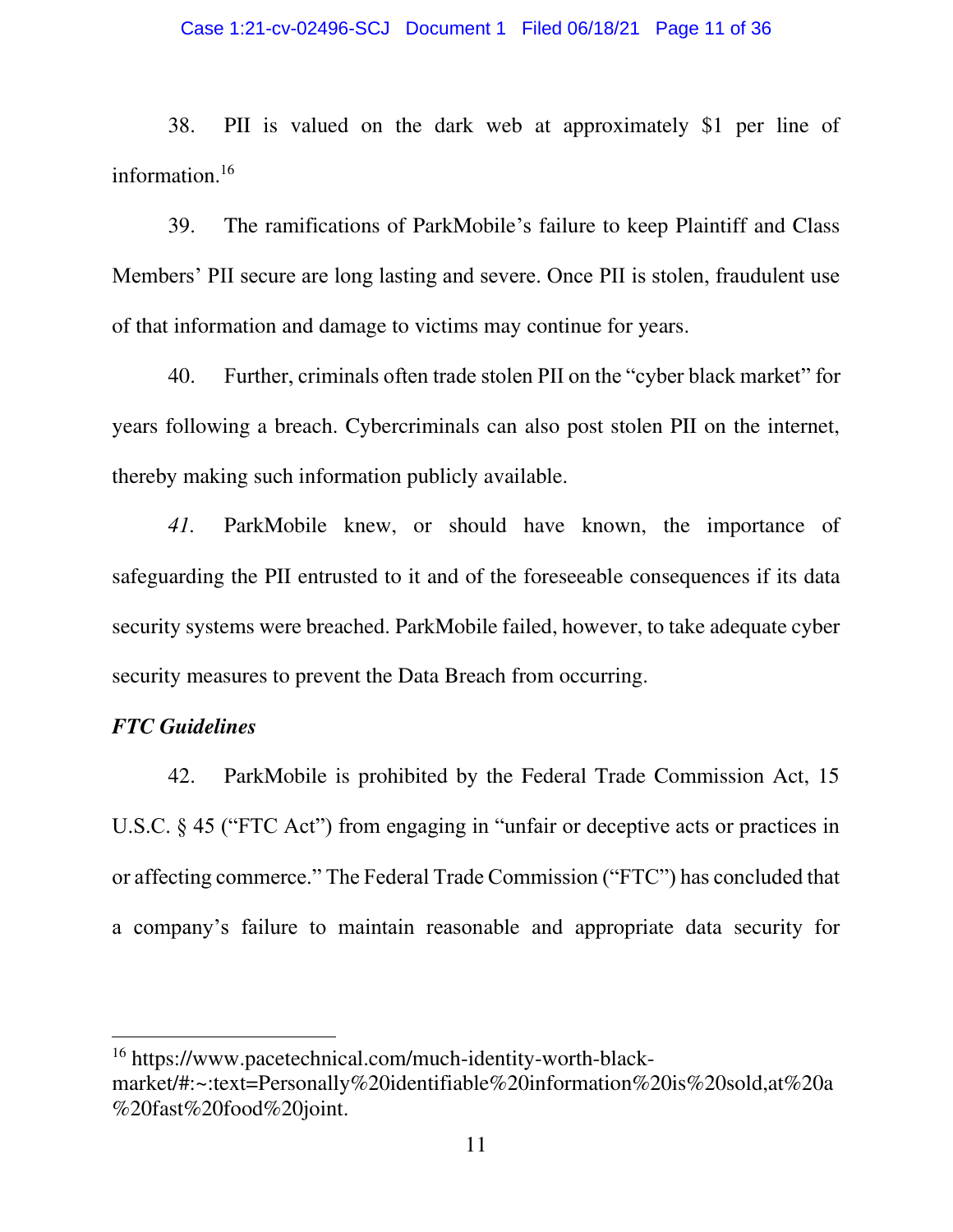38. PII is valued on the dark web at approximately $1 per line of information.[16]

39. The ramifications of ParkMobile's failure to keep Plaintiff and Class Members' PII secure are long lasting and severe. Once PII is stolen, fraudulent use of that information and damage to victims may continue for years.

40. Further, criminals often trade stolen PII on the "cyber black market" for years following a breach. Cybercriminals can also post stolen PII on the internet, thereby making such information publicly available.

*41.* ParkMobile knew, or should have known, the importance of safeguarding the PII entrusted to it and of the foreseeable consequences if its data security systems were breached. ParkMobile failed, however, to take adequate cyber security measures to prevent the Data Breach from occurring.

***FTC Guidelines***

42. ParkMobile is prohibited by the Federal Trade Commission Act, 15 U.S.C. § 45 ("FTC Act") from engaging in "unfair or deceptive acts or practices in or affecting commerce." The Federal Trade Commission ("FTC") has concluded that a company's failure to maintain reasonable and appropriate data security for

---

[16] https://www.pacetechnical.com/much-identity-worth-black-market/#:~:text=Personally%20identifiable%20information%20is%20sold,at%20a%20fast%20food%20joint.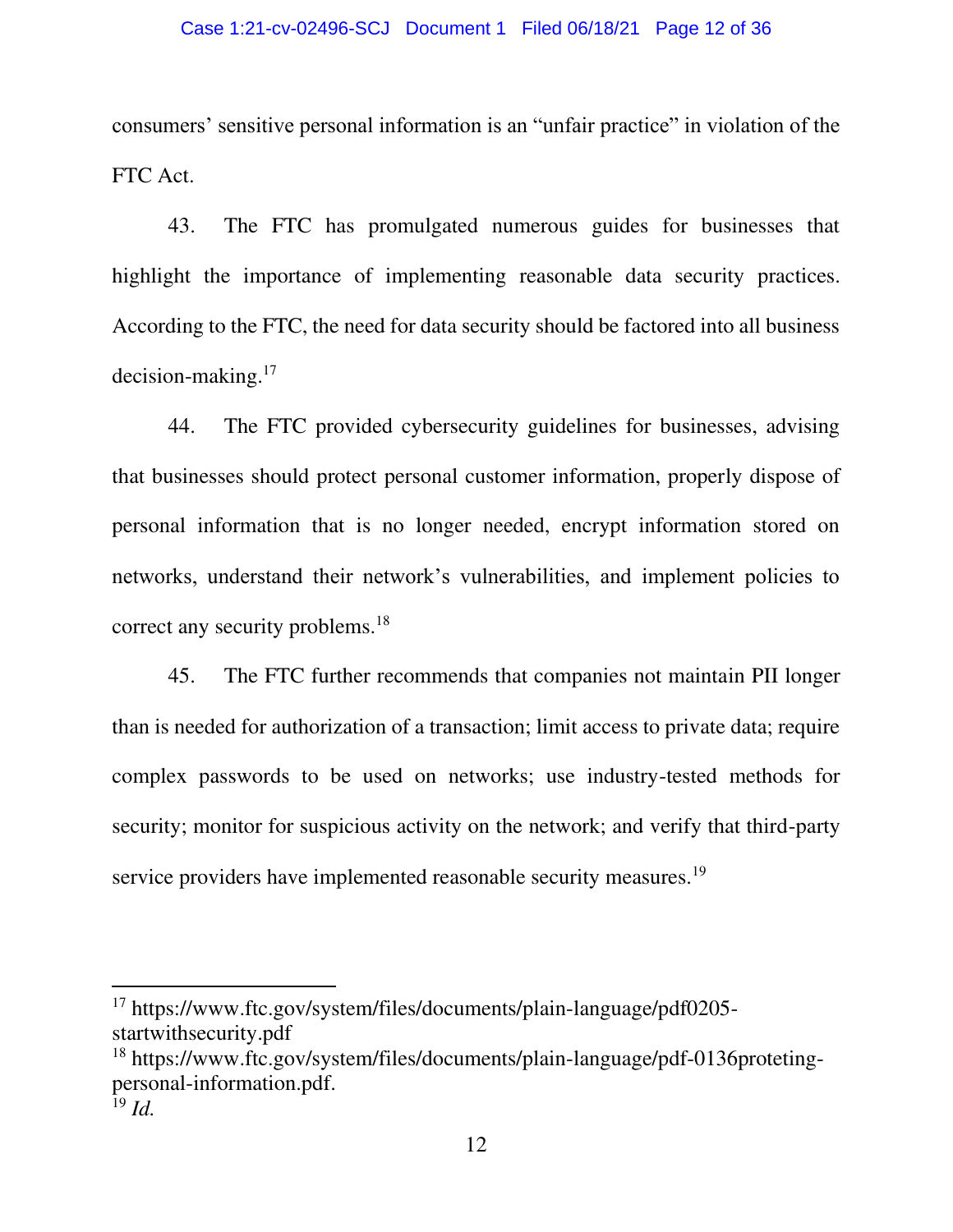consumers' sensitive personal information is an "unfair practice" in violation of the FTC Act.

43. The FTC has promulgated numerous guides for businesses that highlight the importance of implementing reasonable data security practices. According to the FTC, the need for data security should be factored into all business decision-making.[17]

44. The FTC provided cybersecurity guidelines for businesses, advising that businesses should protect personal customer information, properly dispose of personal information that is no longer needed, encrypt information stored on networks, understand their network's vulnerabilities, and implement policies to correct any security problems.[18]

45. The FTC further recommends that companies not maintain PII longer than is needed for authorization of a transaction; limit access to private data; require complex passwords to be used on networks; use industry-tested methods for security; monitor for suspicious activity on the network; and verify that third-party service providers have implemented reasonable security measures.[19]

---

[17] https://www.ftc.gov/system/files/documents/plain-language/pdf0205-startwithsecurity.pdf

[18] https://www.ftc.gov/system/files/documents/plain-language/pdf-0136proteting-personal-information.pdf.

[19] *Id.*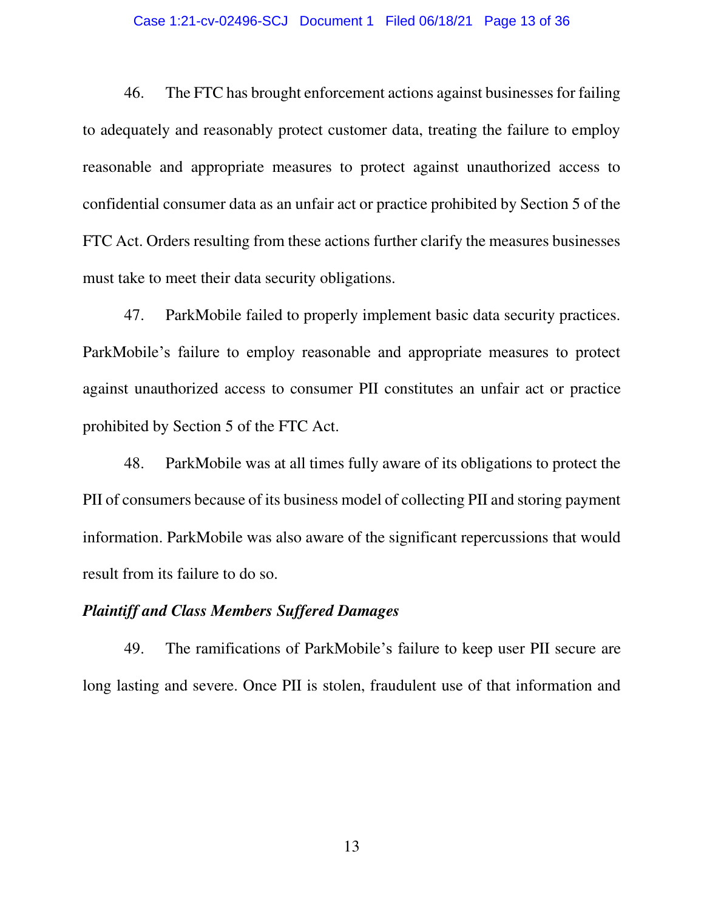46. The FTC has brought enforcement actions against businesses for failing to adequately and reasonably protect customer data, treating the failure to employ reasonable and appropriate measures to protect against unauthorized access to confidential consumer data as an unfair act or practice prohibited by Section 5 of the FTC Act. Orders resulting from these actions further clarify the measures businesses must take to meet their data security obligations.

47. ParkMobile failed to properly implement basic data security practices. ParkMobile's failure to employ reasonable and appropriate measures to protect against unauthorized access to consumer PII constitutes an unfair act or practice prohibited by Section 5 of the FTC Act.

48. ParkMobile was at all times fully aware of its obligations to protect the PII of consumers because of its business model of collecting PII and storing payment information. ParkMobile was also aware of the significant repercussions that would result from its failure to do so.

***Plaintiff and Class Members Suffered Damages***

49. The ramifications of ParkMobile's failure to keep user PII secure are long lasting and severe. Once PII is stolen, fraudulent use of that information and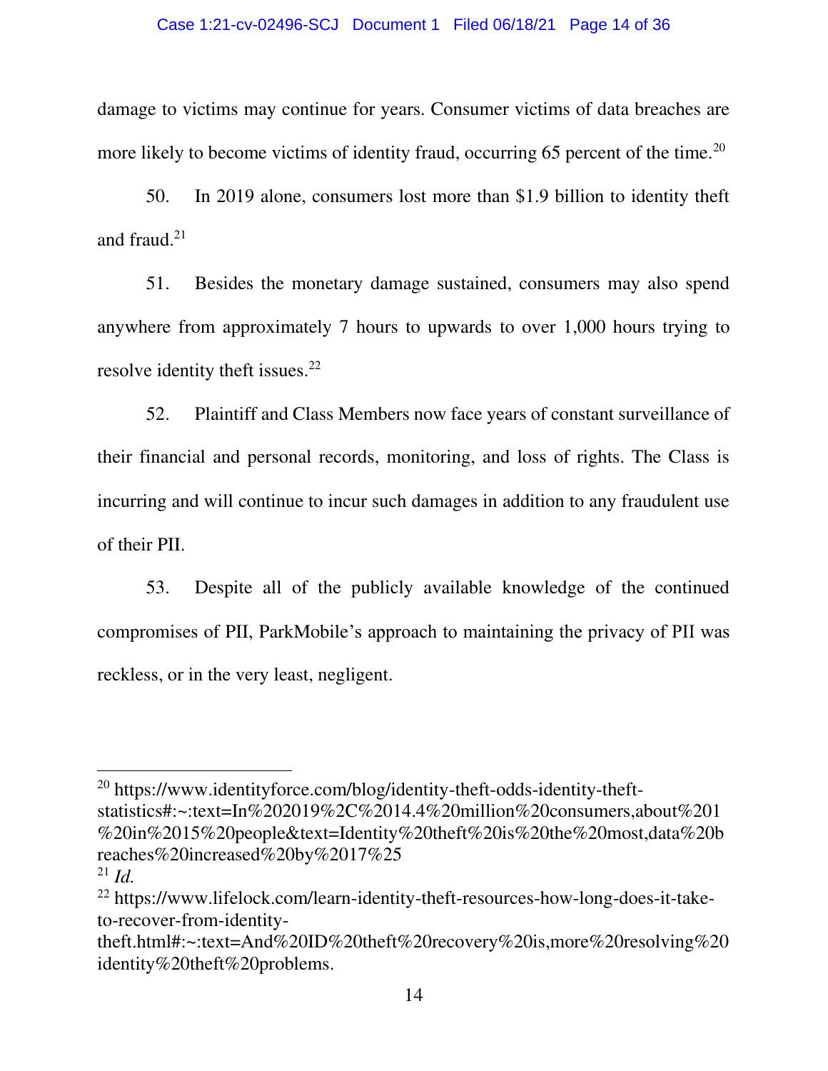damage to victims may continue for years. Consumer victims of data breaches are more likely to become victims of identity fraud, occurring 65 percent of the time.[20]

50. In 2019 alone, consumers lost more than $1.9 billion to identity theft and fraud.[21]

51. Besides the monetary damage sustained, consumers may also spend anywhere from approximately 7 hours to upwards to over 1,000 hours trying to resolve identity theft issues.[22]

52. Plaintiff and Class Members now face years of constant surveillance of their financial and personal records, monitoring, and loss of rights. The Class is incurring and will continue to incur such damages in addition to any fraudulent use of their PII.

53. Despite all of the publicly available knowledge of the continued compromises of PII, ParkMobile's approach to maintaining the privacy of PII was reckless, or in the very least, negligent.

---

[20] https://www.identityforce.com/blog/identity-theft-odds-identity-theft-statistics#:~:text=In%202019%2C%2014.4%20million%20consumers,about%201%20in%2015%20people&text=Identity%20theft%20is%20the%20most,data%20breaches%20increased%20by%2017%25

[21] *Id.*

[22] https://www.lifelock.com/learn-identity-theft-resources-how-long-does-it-take-to-recover-from-identity-theft.html#:~:text=And%20ID%20theft%20recovery%20is,more%20resolving%20identity%20theft%20problems.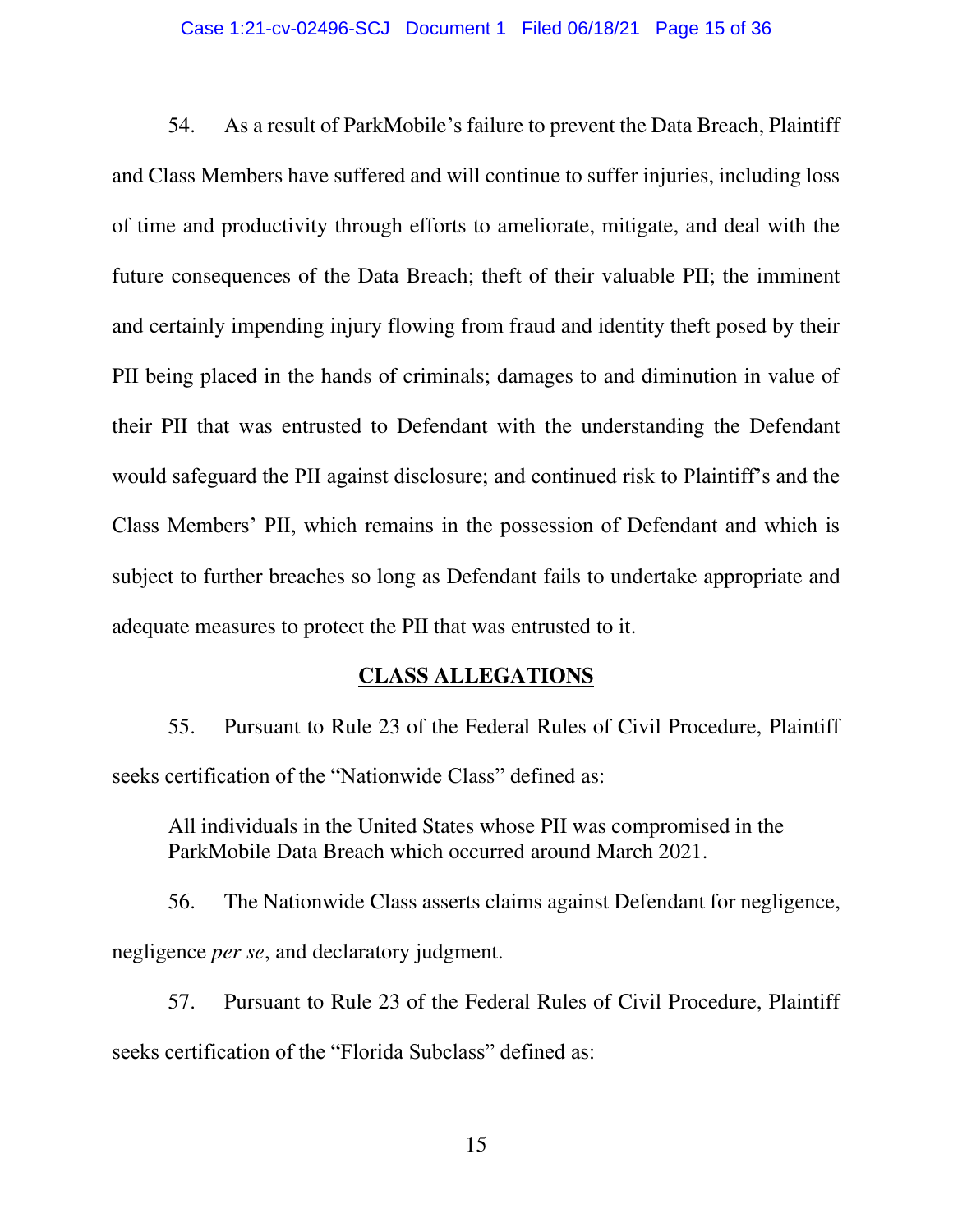54. As a result of ParkMobile's failure to prevent the Data Breach, Plaintiff and Class Members have suffered and will continue to suffer injuries, including loss of time and productivity through efforts to ameliorate, mitigate, and deal with the future consequences of the Data Breach; theft of their valuable PII; the imminent and certainly impending injury flowing from fraud and identity theft posed by their PII being placed in the hands of criminals; damages to and diminution in value of their PII that was entrusted to Defendant with the understanding the Defendant would safeguard the PII against disclosure; and continued risk to Plaintiff's and the Class Members' PII, which remains in the possession of Defendant and which is subject to further breaches so long as Defendant fails to undertake appropriate and adequate measures to protect the PII that was entrusted to it.

## CLASS ALLEGATIONS

55. Pursuant to Rule 23 of the Federal Rules of Civil Procedure, Plaintiff seeks certification of the "Nationwide Class" defined as:

> All individuals in the United States whose PII was compromised in the ParkMobile Data Breach which occurred around March 2021.

56. The Nationwide Class asserts claims against Defendant for negligence, negligence *per se*, and declaratory judgment.

57. Pursuant to Rule 23 of the Federal Rules of Civil Procedure, Plaintiff seeks certification of the "Florida Subclass" defined as: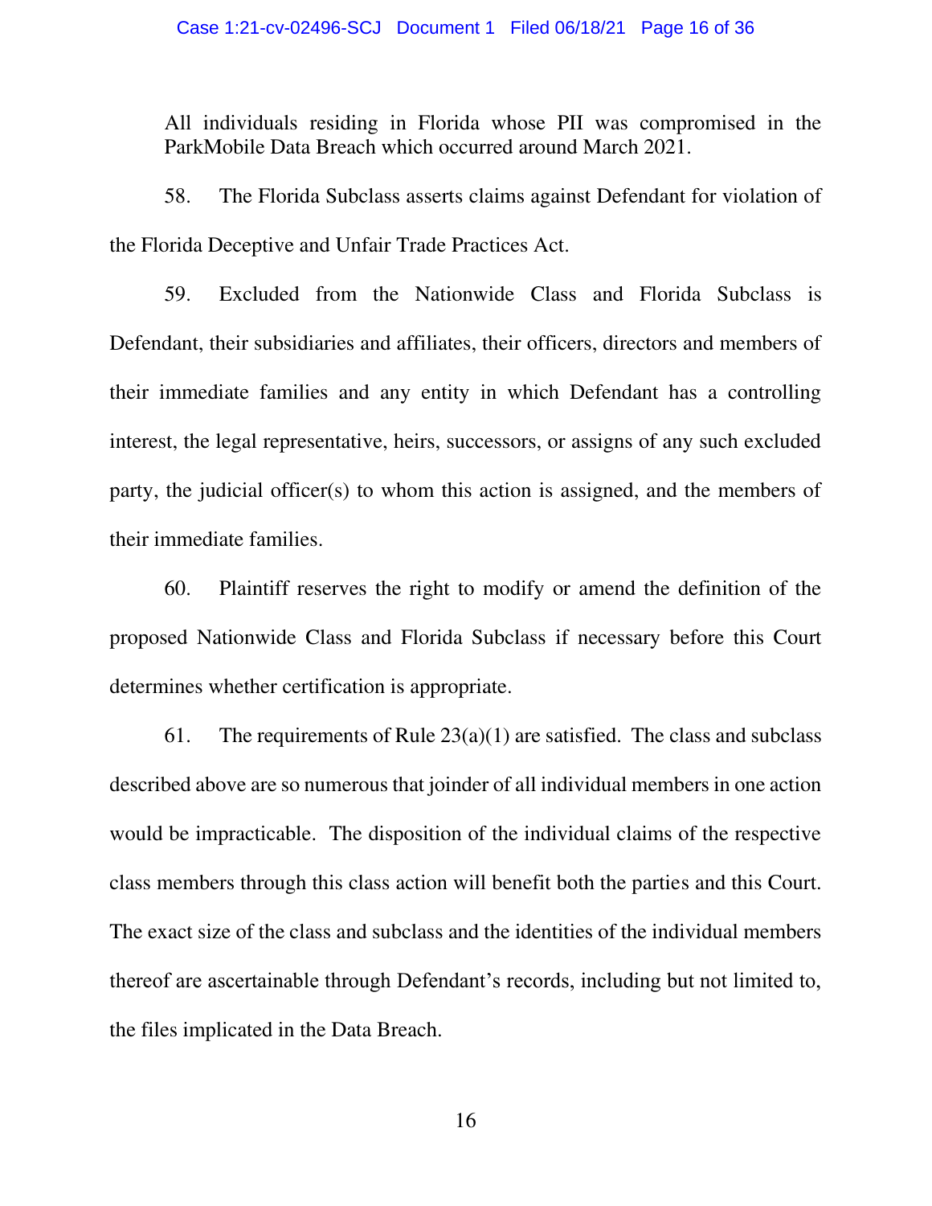> All individuals residing in Florida whose PII was compromised in the ParkMobile Data Breach which occurred around March 2021.

58. The Florida Subclass asserts claims against Defendant for violation of the Florida Deceptive and Unfair Trade Practices Act.

59. Excluded from the Nationwide Class and Florida Subclass is Defendant, their subsidiaries and affiliates, their officers, directors and members of their immediate families and any entity in which Defendant has a controlling interest, the legal representative, heirs, successors, or assigns of any such excluded party, the judicial officer(s) to whom this action is assigned, and the members of their immediate families.

60. Plaintiff reserves the right to modify or amend the definition of the proposed Nationwide Class and Florida Subclass if necessary before this Court determines whether certification is appropriate.

61. The requirements of Rule 23(a)(1) are satisfied. The class and subclass described above are so numerous that joinder of all individual members in one action would be impracticable. The disposition of the individual claims of the respective class members through this class action will benefit both the parties and this Court. The exact size of the class and subclass and the identities of the individual members thereof are ascertainable through Defendant's records, including but not limited to, the files implicated in the Data Breach.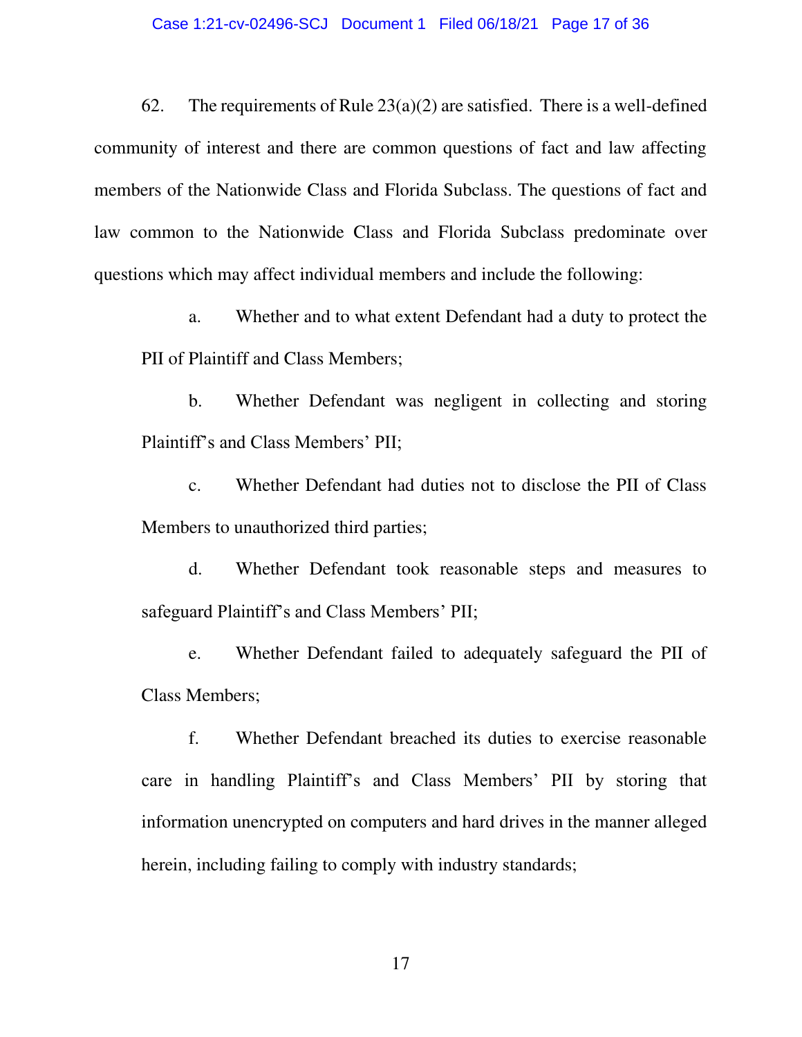62. The requirements of Rule 23(a)(2) are satisfied. There is a well-defined community of interest and there are common questions of fact and law affecting members of the Nationwide Class and Florida Subclass. The questions of fact and law common to the Nationwide Class and Florida Subclass predominate over questions which may affect individual members and include the following:

a. Whether and to what extent Defendant had a duty to protect the PII of Plaintiff and Class Members;

b. Whether Defendant was negligent in collecting and storing Plaintiff's and Class Members' PII;

c. Whether Defendant had duties not to disclose the PII of Class Members to unauthorized third parties;

d. Whether Defendant took reasonable steps and measures to safeguard Plaintiff's and Class Members' PII;

e. Whether Defendant failed to adequately safeguard the PII of Class Members;

f. Whether Defendant breached its duties to exercise reasonable care in handling Plaintiff's and Class Members' PII by storing that information unencrypted on computers and hard drives in the manner alleged herein, including failing to comply with industry standards;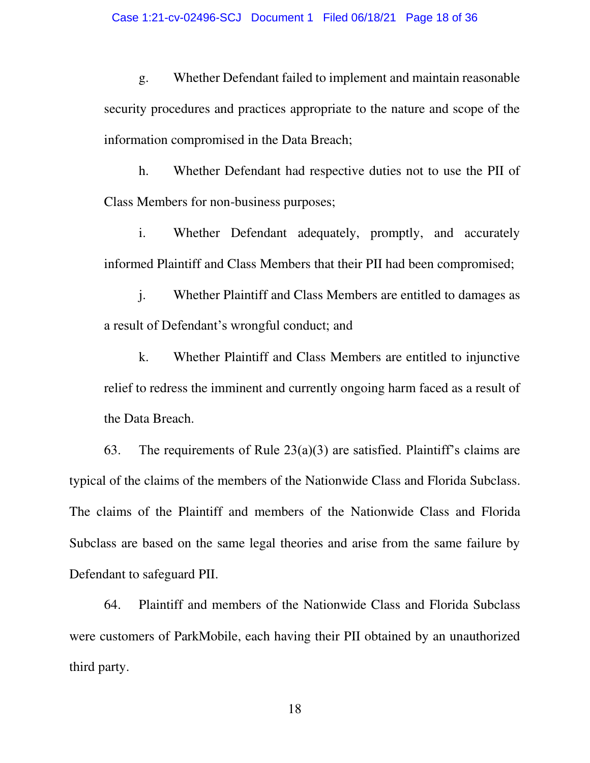g. Whether Defendant failed to implement and maintain reasonable security procedures and practices appropriate to the nature and scope of the information compromised in the Data Breach;

h. Whether Defendant had respective duties not to use the PII of Class Members for non-business purposes;

i. Whether Defendant adequately, promptly, and accurately informed Plaintiff and Class Members that their PII had been compromised;

j. Whether Plaintiff and Class Members are entitled to damages as a result of Defendant's wrongful conduct; and

k. Whether Plaintiff and Class Members are entitled to injunctive relief to redress the imminent and currently ongoing harm faced as a result of the Data Breach.

63. The requirements of Rule 23(a)(3) are satisfied. Plaintiff's claims are typical of the claims of the members of the Nationwide Class and Florida Subclass. The claims of the Plaintiff and members of the Nationwide Class and Florida Subclass are based on the same legal theories and arise from the same failure by Defendant to safeguard PII.

64. Plaintiff and members of the Nationwide Class and Florida Subclass were customers of ParkMobile, each having their PII obtained by an unauthorized third party.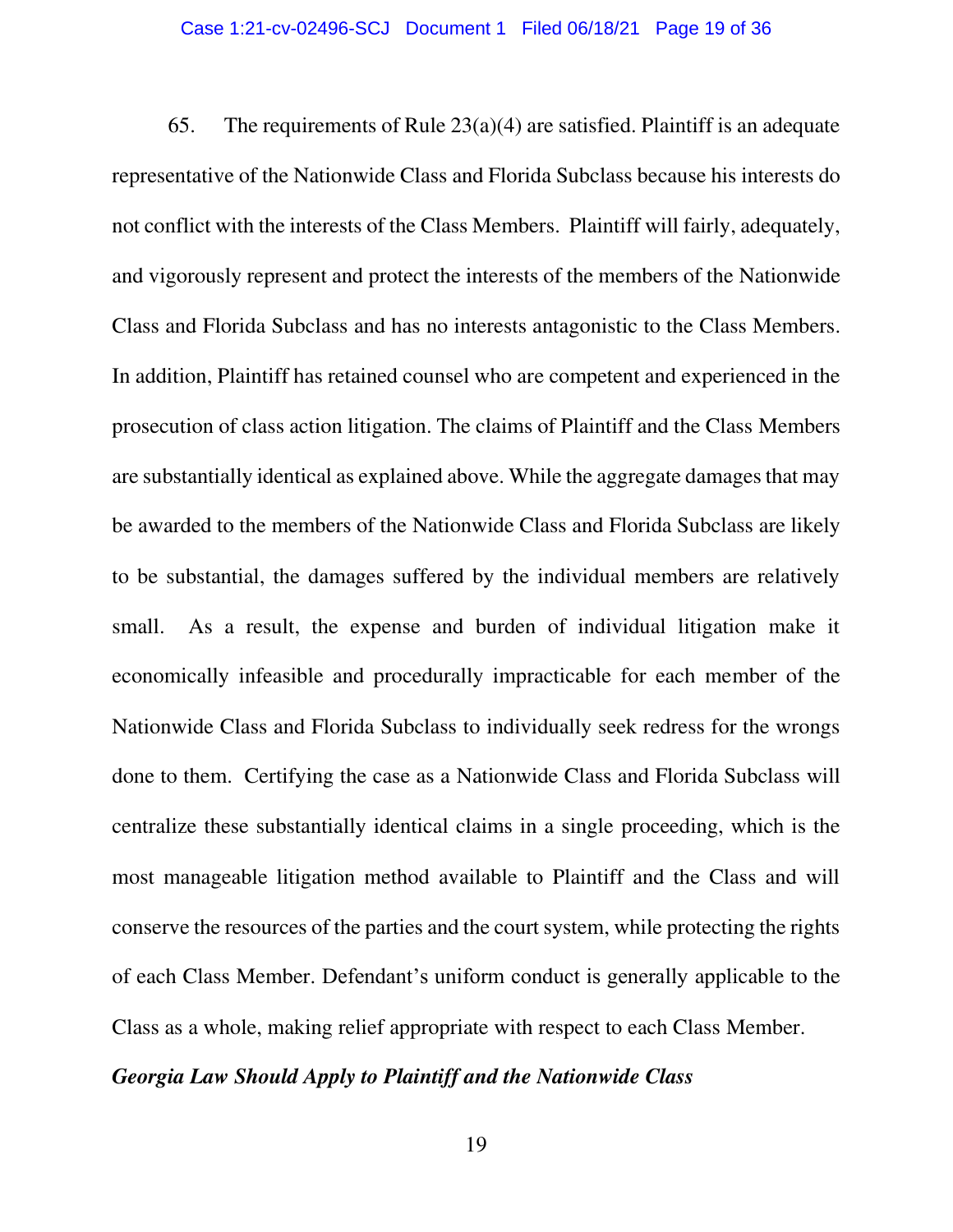65. The requirements of Rule 23(a)(4) are satisfied. Plaintiff is an adequate representative of the Nationwide Class and Florida Subclass because his interests do not conflict with the interests of the Class Members. Plaintiff will fairly, adequately, and vigorously represent and protect the interests of the members of the Nationwide Class and Florida Subclass and has no interests antagonistic to the Class Members. In addition, Plaintiff has retained counsel who are competent and experienced in the prosecution of class action litigation. The claims of Plaintiff and the Class Members are substantially identical as explained above. While the aggregate damages that may be awarded to the members of the Nationwide Class and Florida Subclass are likely to be substantial, the damages suffered by the individual members are relatively small. As a result, the expense and burden of individual litigation make it economically infeasible and procedurally impracticable for each member of the Nationwide Class and Florida Subclass to individually seek redress for the wrongs done to them. Certifying the case as a Nationwide Class and Florida Subclass will centralize these substantially identical claims in a single proceeding, which is the most manageable litigation method available to Plaintiff and the Class and will conserve the resources of the parties and the court system, while protecting the rights of each Class Member. Defendant's uniform conduct is generally applicable to the Class as a whole, making relief appropriate with respect to each Class Member.

***Georgia Law Should Apply to Plaintiff and the Nationwide Class***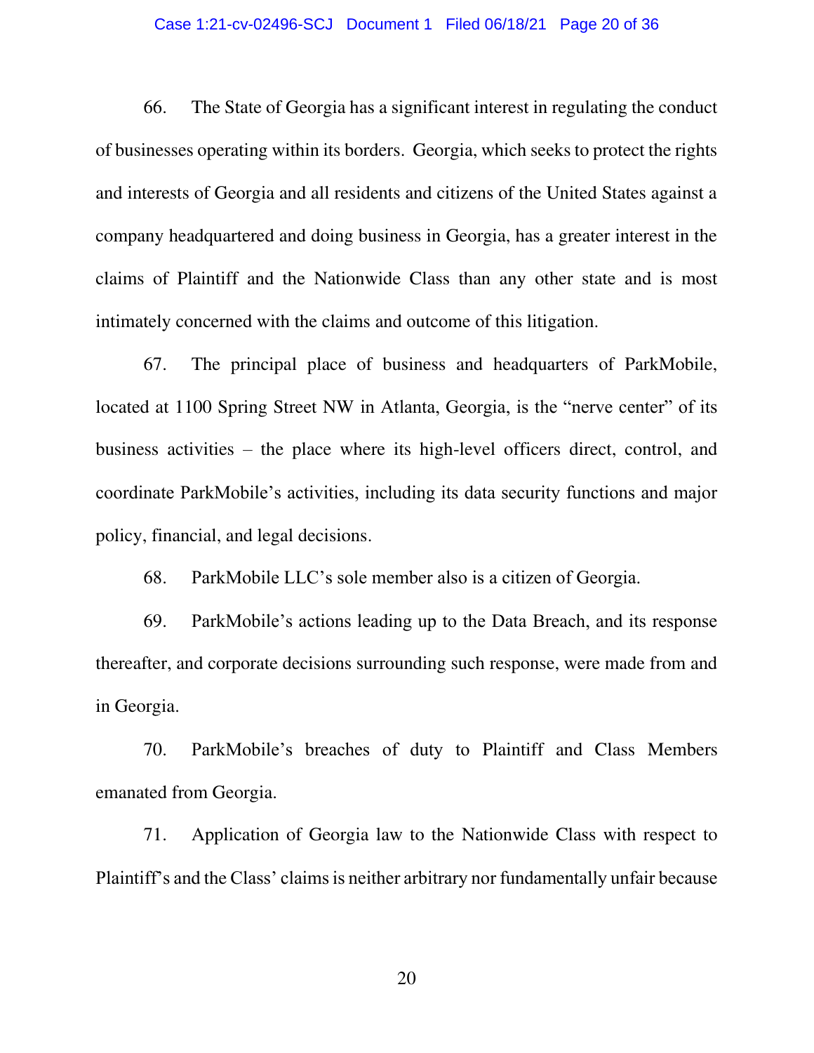66. The State of Georgia has a significant interest in regulating the conduct of businesses operating within its borders. Georgia, which seeks to protect the rights and interests of Georgia and all residents and citizens of the United States against a company headquartered and doing business in Georgia, has a greater interest in the claims of Plaintiff and the Nationwide Class than any other state and is most intimately concerned with the claims and outcome of this litigation.

67. The principal place of business and headquarters of ParkMobile, located at 1100 Spring Street NW in Atlanta, Georgia, is the "nerve center" of its business activities – the place where its high-level officers direct, control, and coordinate ParkMobile's activities, including its data security functions and major policy, financial, and legal decisions.

68. ParkMobile LLC's sole member also is a citizen of Georgia.

69. ParkMobile's actions leading up to the Data Breach, and its response thereafter, and corporate decisions surrounding such response, were made from and in Georgia.

70. ParkMobile's breaches of duty to Plaintiff and Class Members emanated from Georgia.

71. Application of Georgia law to the Nationwide Class with respect to Plaintiff's and the Class' claims is neither arbitrary nor fundamentally unfair because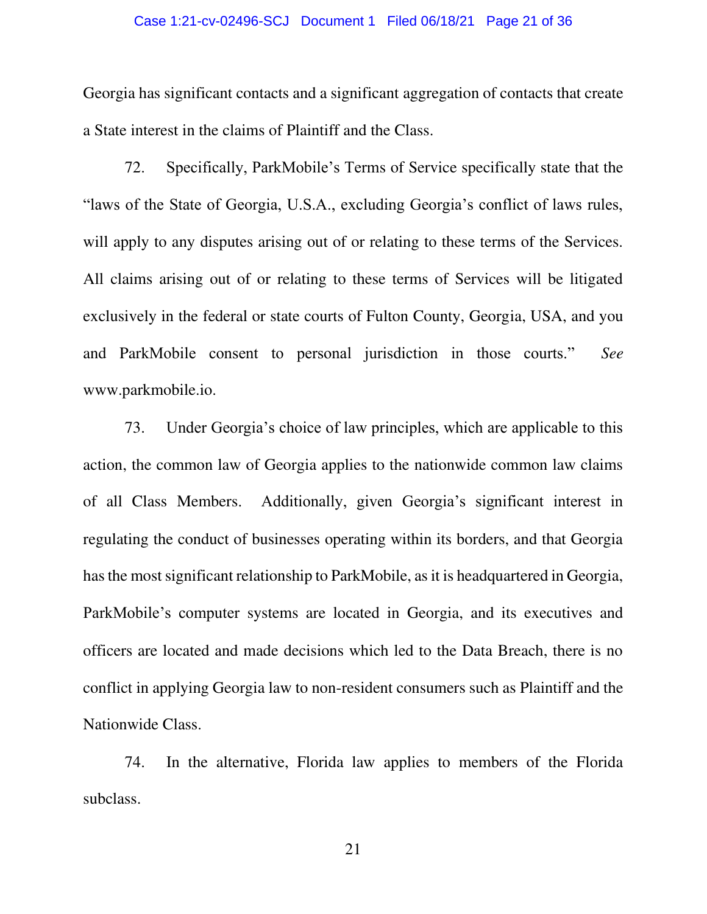Georgia has significant contacts and a significant aggregation of contacts that create a State interest in the claims of Plaintiff and the Class.

72. Specifically, ParkMobile's Terms of Service specifically state that the "laws of the State of Georgia, U.S.A., excluding Georgia's conflict of laws rules, will apply to any disputes arising out of or relating to these terms of the Services. All claims arising out of or relating to these terms of Services will be litigated exclusively in the federal or state courts of Fulton County, Georgia, USA, and you and ParkMobile consent to personal jurisdiction in those courts." *See* www.parkmobile.io.

73. Under Georgia's choice of law principles, which are applicable to this action, the common law of Georgia applies to the nationwide common law claims of all Class Members. Additionally, given Georgia's significant interest in regulating the conduct of businesses operating within its borders, and that Georgia has the most significant relationship to ParkMobile, as it is headquartered in Georgia, ParkMobile's computer systems are located in Georgia, and its executives and officers are located and made decisions which led to the Data Breach, there is no conflict in applying Georgia law to non-resident consumers such as Plaintiff and the Nationwide Class.

74. In the alternative, Florida law applies to members of the Florida subclass.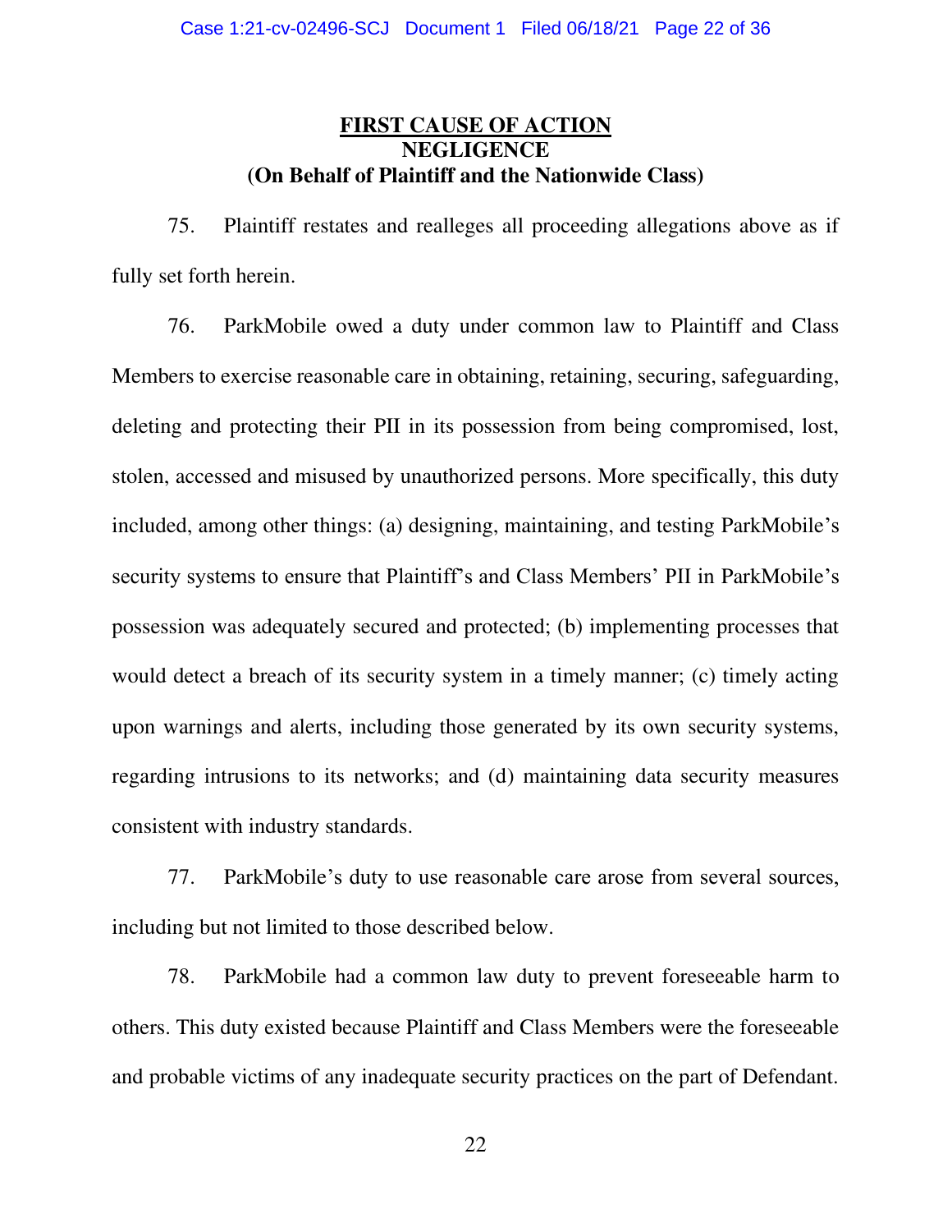## FIRST CAUSE OF ACTION
### NEGLIGENCE
### (On Behalf of Plaintiff and the Nationwide Class)

75. Plaintiff restates and realleges all proceeding allegations above as if fully set forth herein.

76. ParkMobile owed a duty under common law to Plaintiff and Class Members to exercise reasonable care in obtaining, retaining, securing, safeguarding, deleting and protecting their PII in its possession from being compromised, lost, stolen, accessed and misused by unauthorized persons. More specifically, this duty included, among other things: (a) designing, maintaining, and testing ParkMobile's security systems to ensure that Plaintiff's and Class Members' PII in ParkMobile's possession was adequately secured and protected; (b) implementing processes that would detect a breach of its security system in a timely manner; (c) timely acting upon warnings and alerts, including those generated by its own security systems, regarding intrusions to its networks; and (d) maintaining data security measures consistent with industry standards.

77. ParkMobile's duty to use reasonable care arose from several sources, including but not limited to those described below.

78. ParkMobile had a common law duty to prevent foreseeable harm to others. This duty existed because Plaintiff and Class Members were the foreseeable and probable victims of any inadequate security practices on the part of Defendant.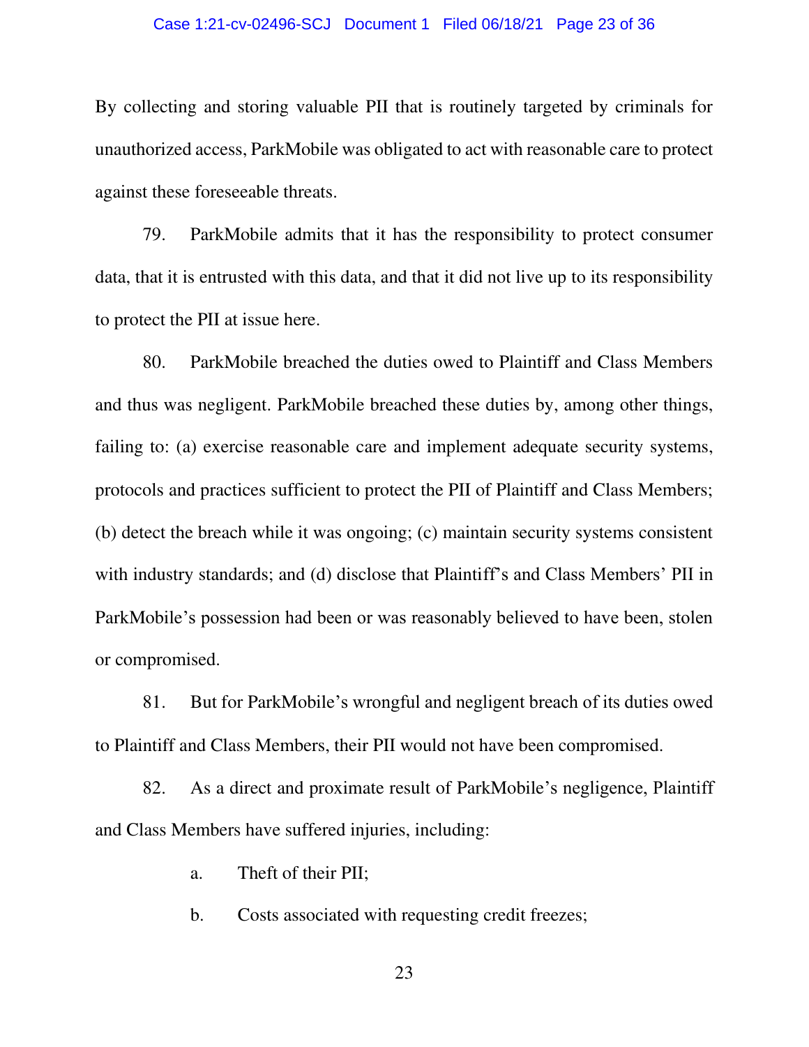By collecting and storing valuable PII that is routinely targeted by criminals for unauthorized access, ParkMobile was obligated to act with reasonable care to protect against these foreseeable threats.

79. ParkMobile admits that it has the responsibility to protect consumer data, that it is entrusted with this data, and that it did not live up to its responsibility to protect the PII at issue here.

80. ParkMobile breached the duties owed to Plaintiff and Class Members and thus was negligent. ParkMobile breached these duties by, among other things, failing to: (a) exercise reasonable care and implement adequate security systems, protocols and practices sufficient to protect the PII of Plaintiff and Class Members; (b) detect the breach while it was ongoing; (c) maintain security systems consistent with industry standards; and (d) disclose that Plaintiff's and Class Members' PII in ParkMobile's possession had been or was reasonably believed to have been, stolen or compromised.

81. But for ParkMobile's wrongful and negligent breach of its duties owed to Plaintiff and Class Members, their PII would not have been compromised.

82. As a direct and proximate result of ParkMobile's negligence, Plaintiff and Class Members have suffered injuries, including:

a. Theft of their PII;

b. Costs associated with requesting credit freezes;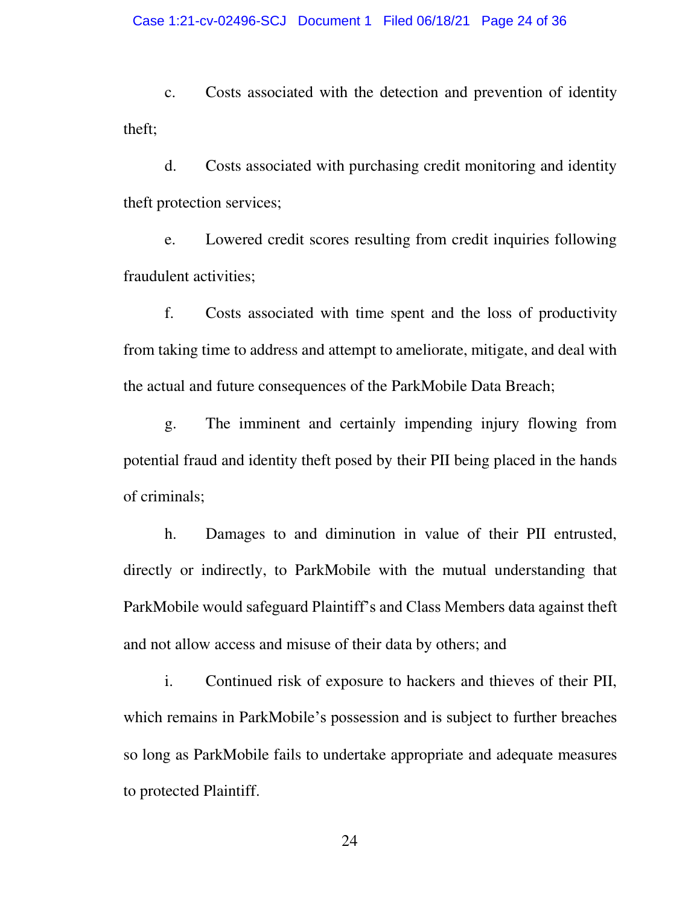c. Costs associated with the detection and prevention of identity theft;

d. Costs associated with purchasing credit monitoring and identity theft protection services;

e. Lowered credit scores resulting from credit inquiries following fraudulent activities;

f. Costs associated with time spent and the loss of productivity from taking time to address and attempt to ameliorate, mitigate, and deal with the actual and future consequences of the ParkMobile Data Breach;

g. The imminent and certainly impending injury flowing from potential fraud and identity theft posed by their PII being placed in the hands of criminals;

h. Damages to and diminution in value of their PII entrusted, directly or indirectly, to ParkMobile with the mutual understanding that ParkMobile would safeguard Plaintiff's and Class Members data against theft and not allow access and misuse of their data by others; and

i. Continued risk of exposure to hackers and thieves of their PII, which remains in ParkMobile's possession and is subject to further breaches so long as ParkMobile fails to undertake appropriate and adequate measures to protected Plaintiff.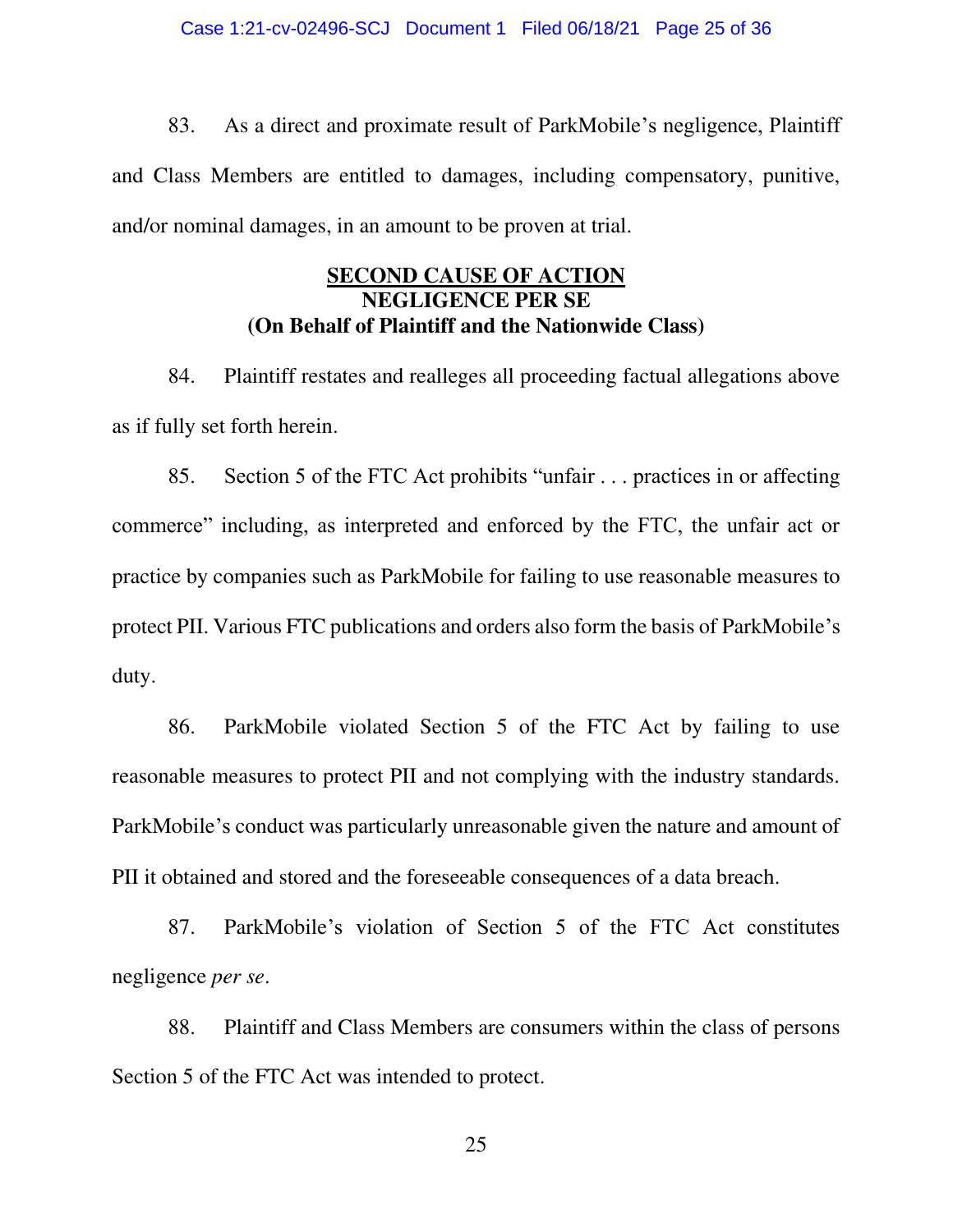83. As a direct and proximate result of ParkMobile's negligence, Plaintiff and Class Members are entitled to damages, including compensatory, punitive, and/or nominal damages, in an amount to be proven at trial.

**SECOND CAUSE OF ACTION**
**NEGLIGENCE PER SE**
**(On Behalf of Plaintiff and the Nationwide Class)**

84. Plaintiff restates and realleges all proceeding factual allegations above as if fully set forth herein.

85. Section 5 of the FTC Act prohibits "unfair . . . practices in or affecting commerce" including, as interpreted and enforced by the FTC, the unfair act or practice by companies such as ParkMobile for failing to use reasonable measures to protect PII. Various FTC publications and orders also form the basis of ParkMobile's duty.

86. ParkMobile violated Section 5 of the FTC Act by failing to use reasonable measures to protect PII and not complying with the industry standards. ParkMobile's conduct was particularly unreasonable given the nature and amount of PII it obtained and stored and the foreseeable consequences of a data breach.

87. ParkMobile's violation of Section 5 of the FTC Act constitutes negligence *per se*.

88. Plaintiff and Class Members are consumers within the class of persons Section 5 of the FTC Act was intended to protect.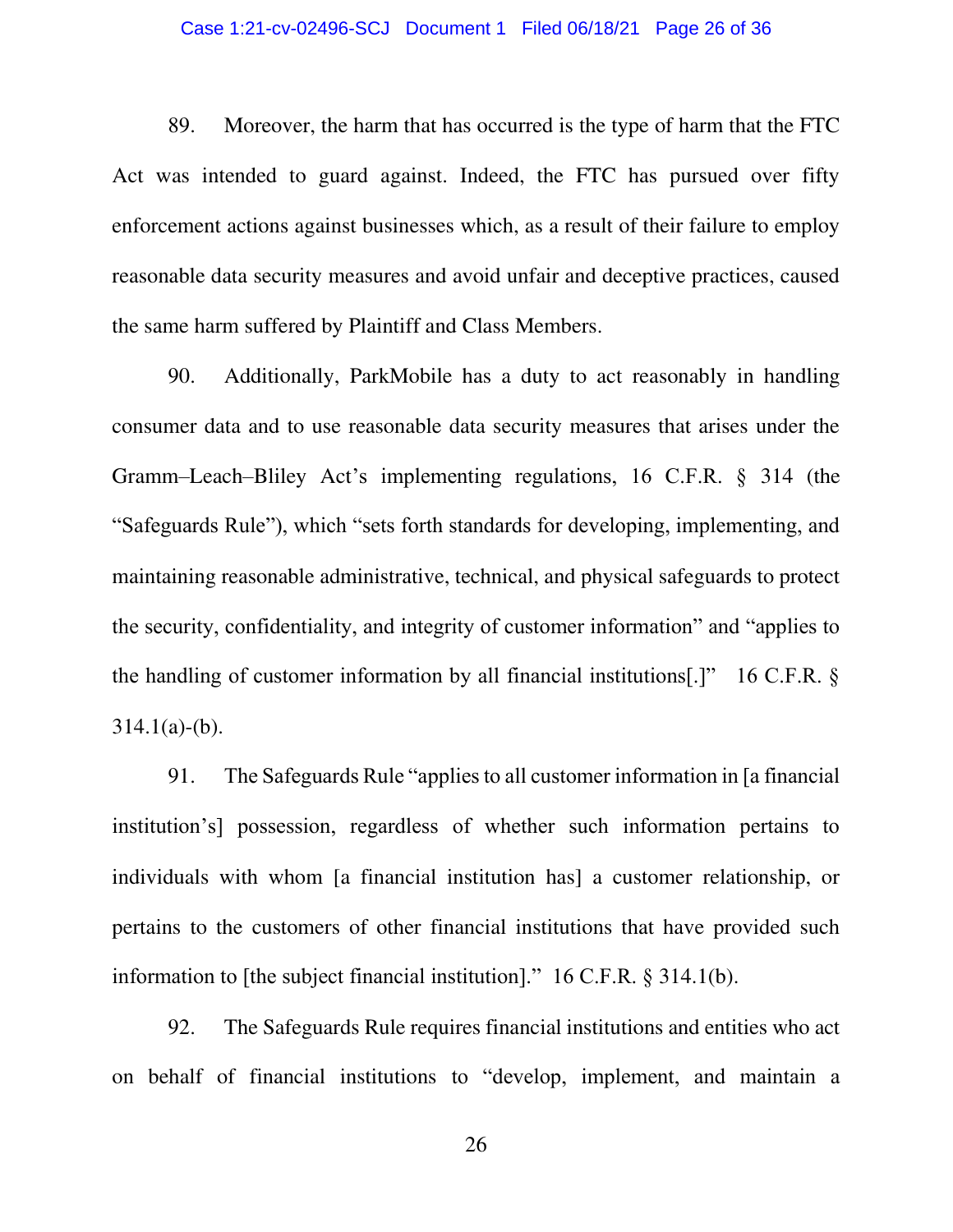89. Moreover, the harm that has occurred is the type of harm that the FTC Act was intended to guard against. Indeed, the FTC has pursued over fifty enforcement actions against businesses which, as a result of their failure to employ reasonable data security measures and avoid unfair and deceptive practices, caused the same harm suffered by Plaintiff and Class Members.

90. Additionally, ParkMobile has a duty to act reasonably in handling consumer data and to use reasonable data security measures that arises under the Gramm–Leach–Bliley Act's implementing regulations, 16 C.F.R. § 314 (the "Safeguards Rule"), which "sets forth standards for developing, implementing, and maintaining reasonable administrative, technical, and physical safeguards to protect the security, confidentiality, and integrity of customer information" and "applies to the handling of customer information by all financial institutions[.]" 16 C.F.R. § 314.1(a)-(b).

91. The Safeguards Rule "applies to all customer information in [a financial institution's] possession, regardless of whether such information pertains to individuals with whom [a financial institution has] a customer relationship, or pertains to the customers of other financial institutions that have provided such information to [the subject financial institution]." 16 C.F.R. § 314.1(b).

92. The Safeguards Rule requires financial institutions and entities who act on behalf of financial institutions to "develop, implement, and maintain a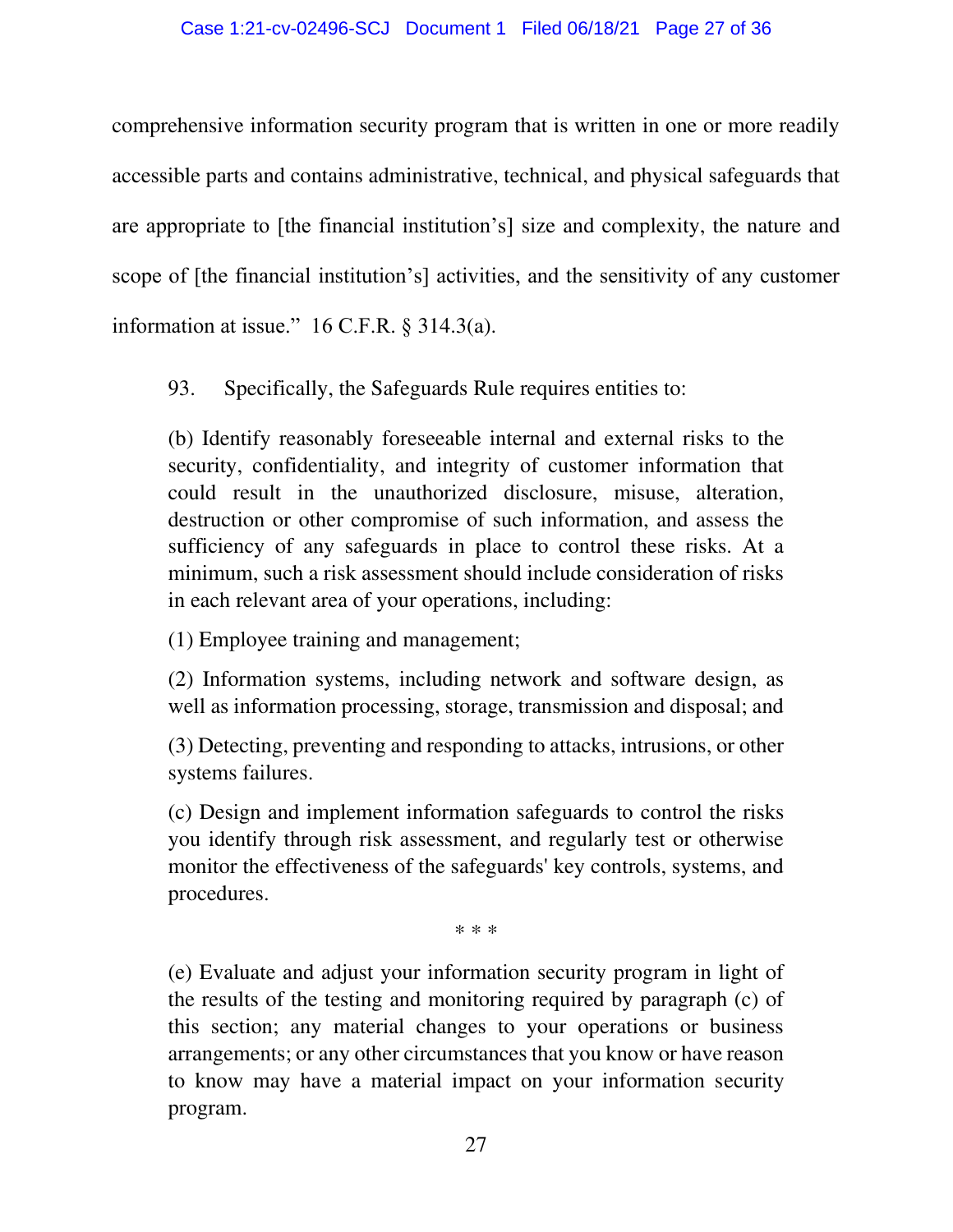comprehensive information security program that is written in one or more readily accessible parts and contains administrative, technical, and physical safeguards that are appropriate to [the financial institution's] size and complexity, the nature and scope of [the financial institution's] activities, and the sensitivity of any customer information at issue." 16 C.F.R. § 314.3(a).

93. Specifically, the Safeguards Rule requires entities to:

> (b) Identify reasonably foreseeable internal and external risks to the security, confidentiality, and integrity of customer information that could result in the unauthorized disclosure, misuse, alteration, destruction or other compromise of such information, and assess the sufficiency of any safeguards in place to control these risks. At a minimum, such a risk assessment should include consideration of risks in each relevant area of your operations, including:
>
> (1) Employee training and management;
>
> (2) Information systems, including network and software design, as well as information processing, storage, transmission and disposal; and
>
> (3) Detecting, preventing and responding to attacks, intrusions, or other systems failures.
>
> (c) Design and implement information safeguards to control the risks you identify through risk assessment, and regularly test or otherwise monitor the effectiveness of the safeguards' key controls, systems, and procedures.
>
> \* \* \*
>
> (e) Evaluate and adjust your information security program in light of the results of the testing and monitoring required by paragraph (c) of this section; any material changes to your operations or business arrangements; or any other circumstances that you know or have reason to know may have a material impact on your information security program.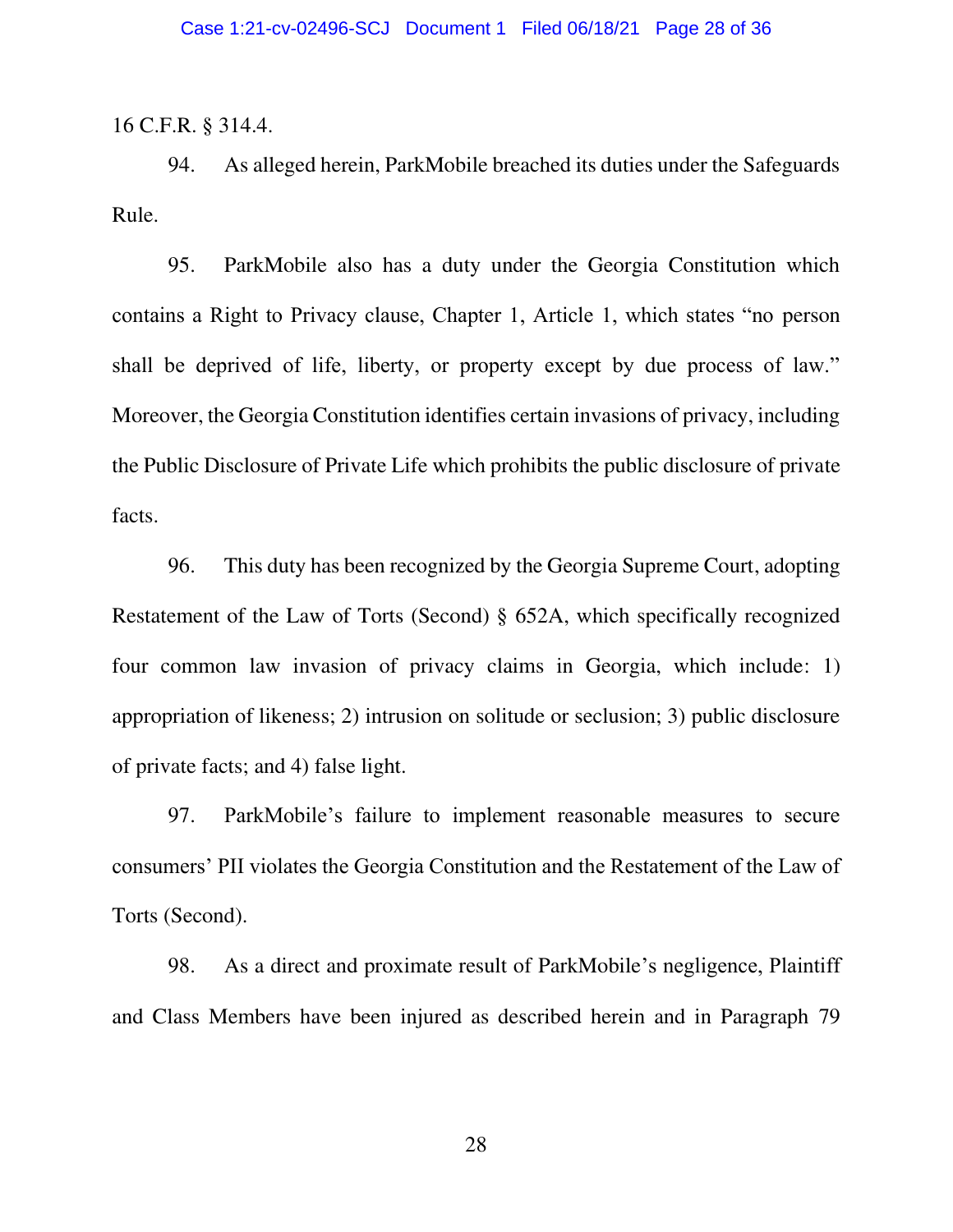16 C.F.R. § 314.4.

94. As alleged herein, ParkMobile breached its duties under the Safeguards Rule.

95. ParkMobile also has a duty under the Georgia Constitution which contains a Right to Privacy clause, Chapter 1, Article 1, which states "no person shall be deprived of life, liberty, or property except by due process of law." Moreover, the Georgia Constitution identifies certain invasions of privacy, including the Public Disclosure of Private Life which prohibits the public disclosure of private facts.

96. This duty has been recognized by the Georgia Supreme Court, adopting Restatement of the Law of Torts (Second) § 652A, which specifically recognized four common law invasion of privacy claims in Georgia, which include: 1) appropriation of likeness; 2) intrusion on solitude or seclusion; 3) public disclosure of private facts; and 4) false light.

97. ParkMobile's failure to implement reasonable measures to secure consumers' PII violates the Georgia Constitution and the Restatement of the Law of Torts (Second).

98. As a direct and proximate result of ParkMobile's negligence, Plaintiff and Class Members have been injured as described herein and in Paragraph 79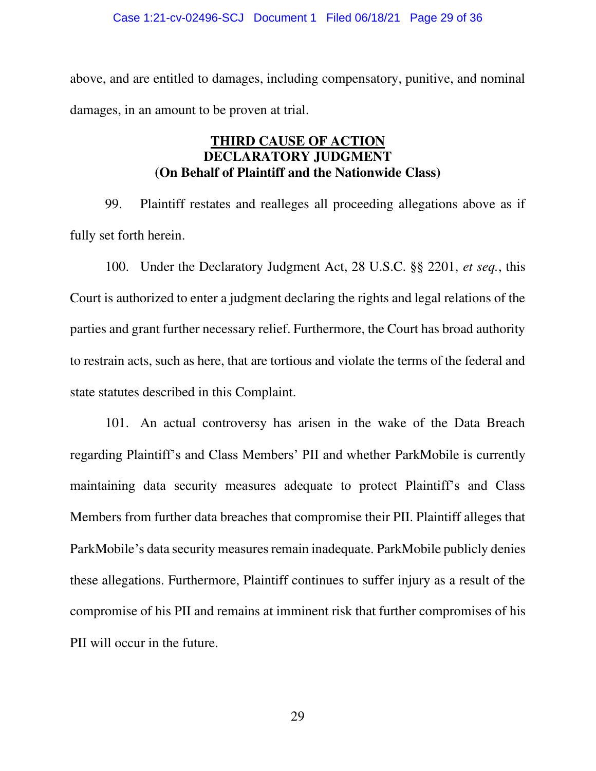above, and are entitled to damages, including compensatory, punitive, and nominal damages, in an amount to be proven at trial.

## THIRD CAUSE OF ACTION
## DECLARATORY JUDGMENT
## (On Behalf of Plaintiff and the Nationwide Class)

99. Plaintiff restates and realleges all proceeding allegations above as if fully set forth herein.

100. Under the Declaratory Judgment Act, 28 U.S.C. §§ 2201, *et seq.*, this Court is authorized to enter a judgment declaring the rights and legal relations of the parties and grant further necessary relief. Furthermore, the Court has broad authority to restrain acts, such as here, that are tortious and violate the terms of the federal and state statutes described in this Complaint.

101. An actual controversy has arisen in the wake of the Data Breach regarding Plaintiff's and Class Members' PII and whether ParkMobile is currently maintaining data security measures adequate to protect Plaintiff's and Class Members from further data breaches that compromise their PII. Plaintiff alleges that ParkMobile's data security measures remain inadequate. ParkMobile publicly denies these allegations. Furthermore, Plaintiff continues to suffer injury as a result of the compromise of his PII and remains at imminent risk that further compromises of his PII will occur in the future.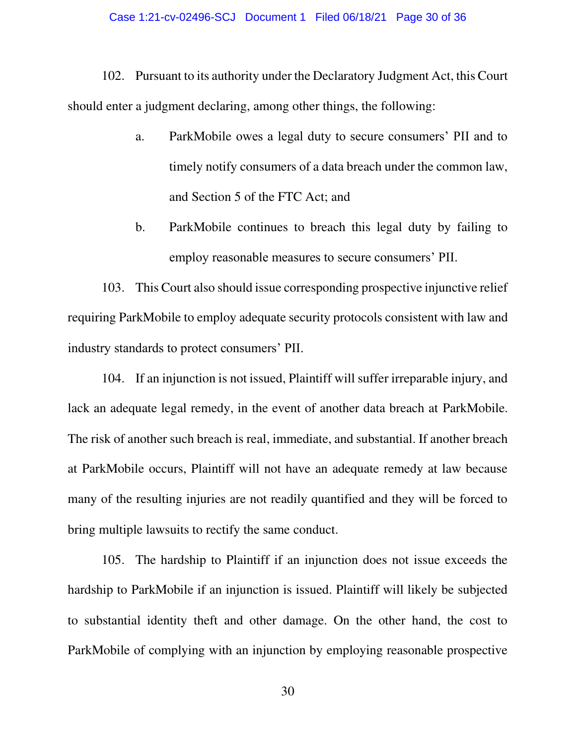102. Pursuant to its authority under the Declaratory Judgment Act, this Court should enter a judgment declaring, among other things, the following:

a. ParkMobile owes a legal duty to secure consumers' PII and to timely notify consumers of a data breach under the common law, and Section 5 of the FTC Act; and

b. ParkMobile continues to breach this legal duty by failing to employ reasonable measures to secure consumers' PII.

103. This Court also should issue corresponding prospective injunctive relief requiring ParkMobile to employ adequate security protocols consistent with law and industry standards to protect consumers' PII.

104. If an injunction is not issued, Plaintiff will suffer irreparable injury, and lack an adequate legal remedy, in the event of another data breach at ParkMobile. The risk of another such breach is real, immediate, and substantial. If another breach at ParkMobile occurs, Plaintiff will not have an adequate remedy at law because many of the resulting injuries are not readily quantified and they will be forced to bring multiple lawsuits to rectify the same conduct.

105. The hardship to Plaintiff if an injunction does not issue exceeds the hardship to ParkMobile if an injunction is issued. Plaintiff will likely be subjected to substantial identity theft and other damage. On the other hand, the cost to ParkMobile of complying with an injunction by employing reasonable prospective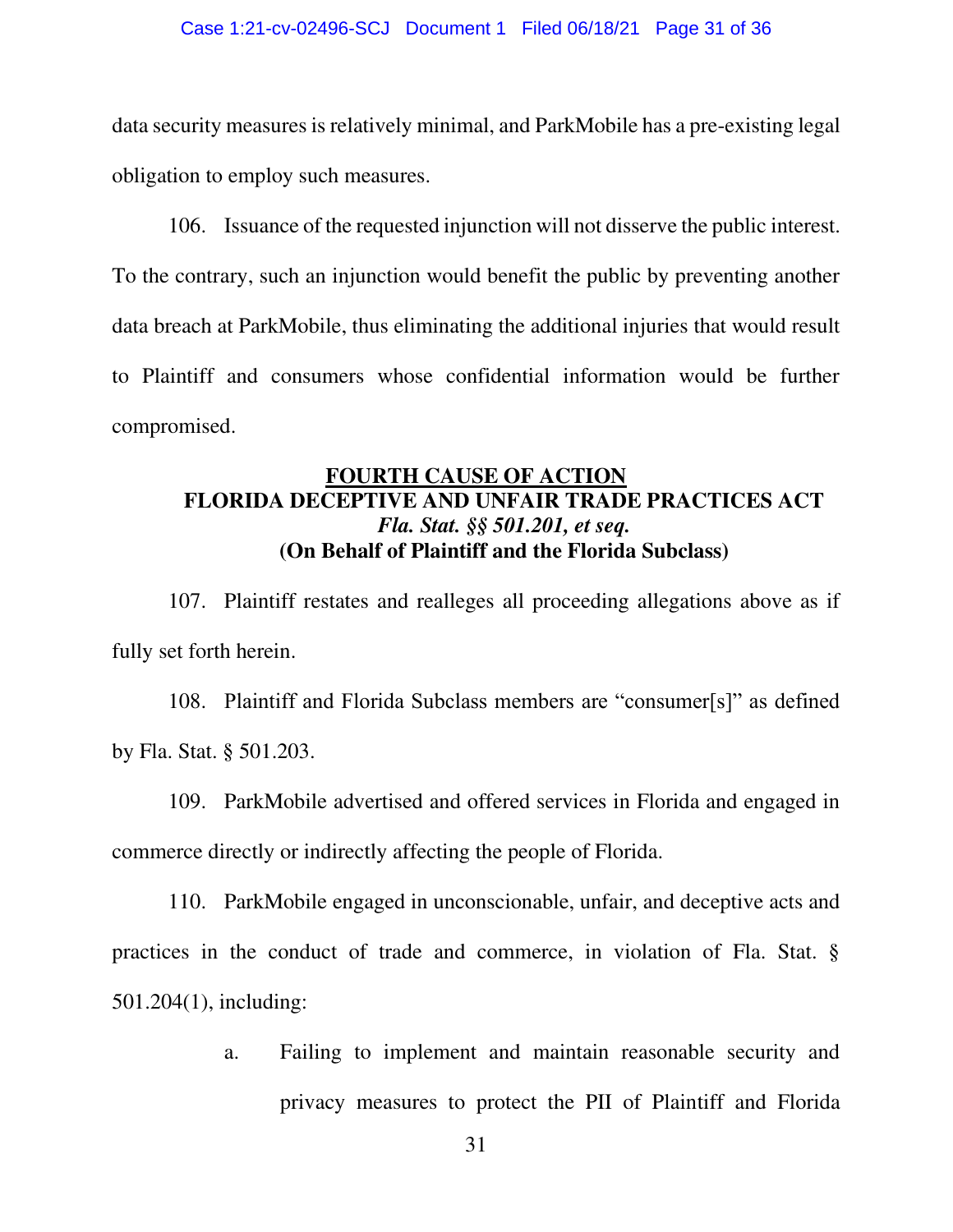data security measures is relatively minimal, and ParkMobile has a pre-existing legal obligation to employ such measures.

106. Issuance of the requested injunction will not disserve the public interest. To the contrary, such an injunction would benefit the public by preventing another data breach at ParkMobile, thus eliminating the additional injuries that would result to Plaintiff and consumers whose confidential information would be further compromised.

## <u>FOURTH CAUSE OF ACTION</u>
## FLORIDA DECEPTIVE AND UNFAIR TRADE PRACTICES ACT
### *Fla. Stat. §§ 501.201, et seq.*
### (On Behalf of Plaintiff and the Florida Subclass)

107. Plaintiff restates and realleges all proceeding allegations above as if fully set forth herein.

108. Plaintiff and Florida Subclass members are "consumer[s]" as defined by Fla. Stat. § 501.203.

109. ParkMobile advertised and offered services in Florida and engaged in commerce directly or indirectly affecting the people of Florida.

110. ParkMobile engaged in unconscionable, unfair, and deceptive acts and practices in the conduct of trade and commerce, in violation of Fla. Stat. § 501.204(1), including:

a. Failing to implement and maintain reasonable security and privacy measures to protect the PII of Plaintiff and Florida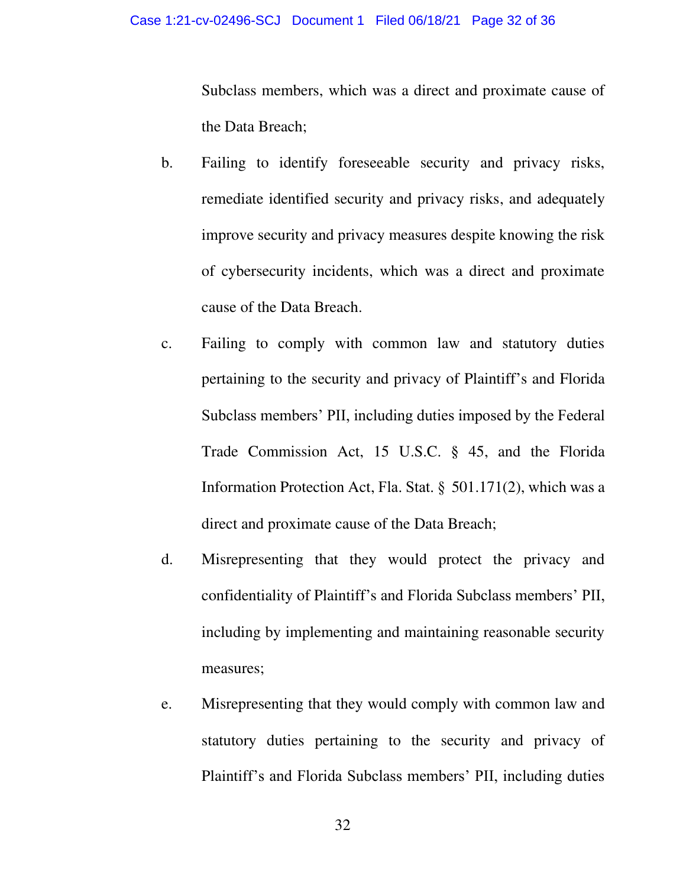Subclass members, which was a direct and proximate cause of the Data Breach;

b. Failing to identify foreseeable security and privacy risks, remediate identified security and privacy risks, and adequately improve security and privacy measures despite knowing the risk of cybersecurity incidents, which was a direct and proximate cause of the Data Breach.

c. Failing to comply with common law and statutory duties pertaining to the security and privacy of Plaintiff's and Florida Subclass members' PII, including duties imposed by the Federal Trade Commission Act, 15 U.S.C. § 45, and the Florida Information Protection Act, Fla. Stat. § 501.171(2), which was a direct and proximate cause of the Data Breach;

d. Misrepresenting that they would protect the privacy and confidentiality of Plaintiff's and Florida Subclass members' PII, including by implementing and maintaining reasonable security measures;

e. Misrepresenting that they would comply with common law and statutory duties pertaining to the security and privacy of Plaintiff's and Florida Subclass members' PII, including duties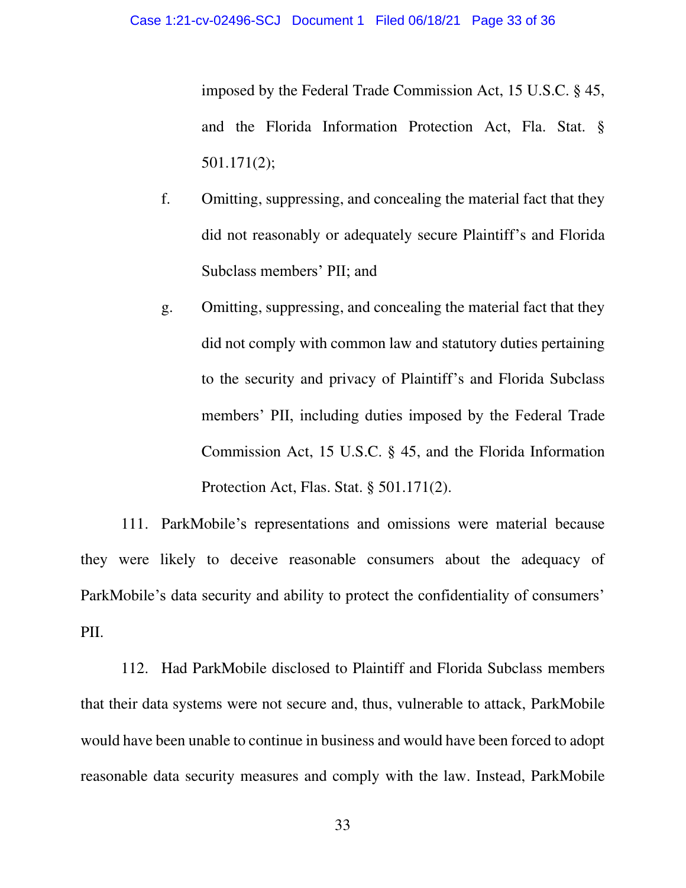imposed by the Federal Trade Commission Act, 15 U.S.C. § 45, and the Florida Information Protection Act, Fla. Stat. § 501.171(2);

f. Omitting, suppressing, and concealing the material fact that they did not reasonably or adequately secure Plaintiff's and Florida Subclass members' PII; and

g. Omitting, suppressing, and concealing the material fact that they did not comply with common law and statutory duties pertaining to the security and privacy of Plaintiff's and Florida Subclass members' PII, including duties imposed by the Federal Trade Commission Act, 15 U.S.C. § 45, and the Florida Information Protection Act, Flas. Stat. § 501.171(2).

111. ParkMobile's representations and omissions were material because they were likely to deceive reasonable consumers about the adequacy of ParkMobile's data security and ability to protect the confidentiality of consumers' PII.

112. Had ParkMobile disclosed to Plaintiff and Florida Subclass members that their data systems were not secure and, thus, vulnerable to attack, ParkMobile would have been unable to continue in business and would have been forced to adopt reasonable data security measures and comply with the law. Instead, ParkMobile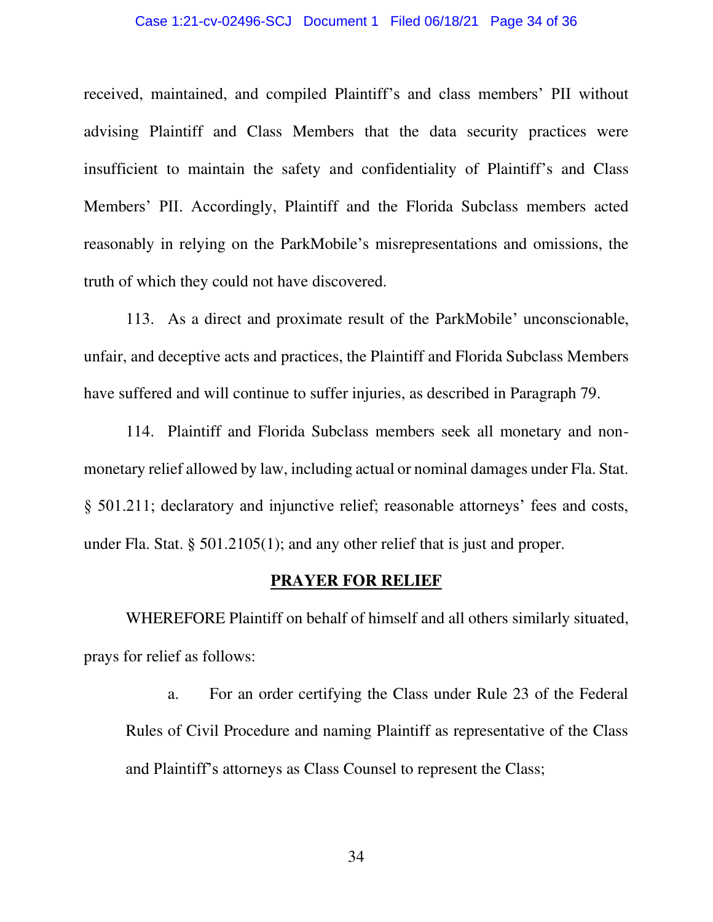received, maintained, and compiled Plaintiff's and class members' PII without advising Plaintiff and Class Members that the data security practices were insufficient to maintain the safety and confidentiality of Plaintiff's and Class Members' PII. Accordingly, Plaintiff and the Florida Subclass members acted reasonably in relying on the ParkMobile's misrepresentations and omissions, the truth of which they could not have discovered.

113. As a direct and proximate result of the ParkMobile' unconscionable, unfair, and deceptive acts and practices, the Plaintiff and Florida Subclass Members have suffered and will continue to suffer injuries, as described in Paragraph 79.

114. Plaintiff and Florida Subclass members seek all monetary and non-monetary relief allowed by law, including actual or nominal damages under Fla. Stat. § 501.211; declaratory and injunctive relief; reasonable attorneys' fees and costs, under Fla. Stat. § 501.2105(1); and any other relief that is just and proper.

## PRAYER FOR RELIEF

WHEREFORE Plaintiff on behalf of himself and all others similarly situated, prays for relief as follows:

a. For an order certifying the Class under Rule 23 of the Federal Rules of Civil Procedure and naming Plaintiff as representative of the Class and Plaintiff's attorneys as Class Counsel to represent the Class;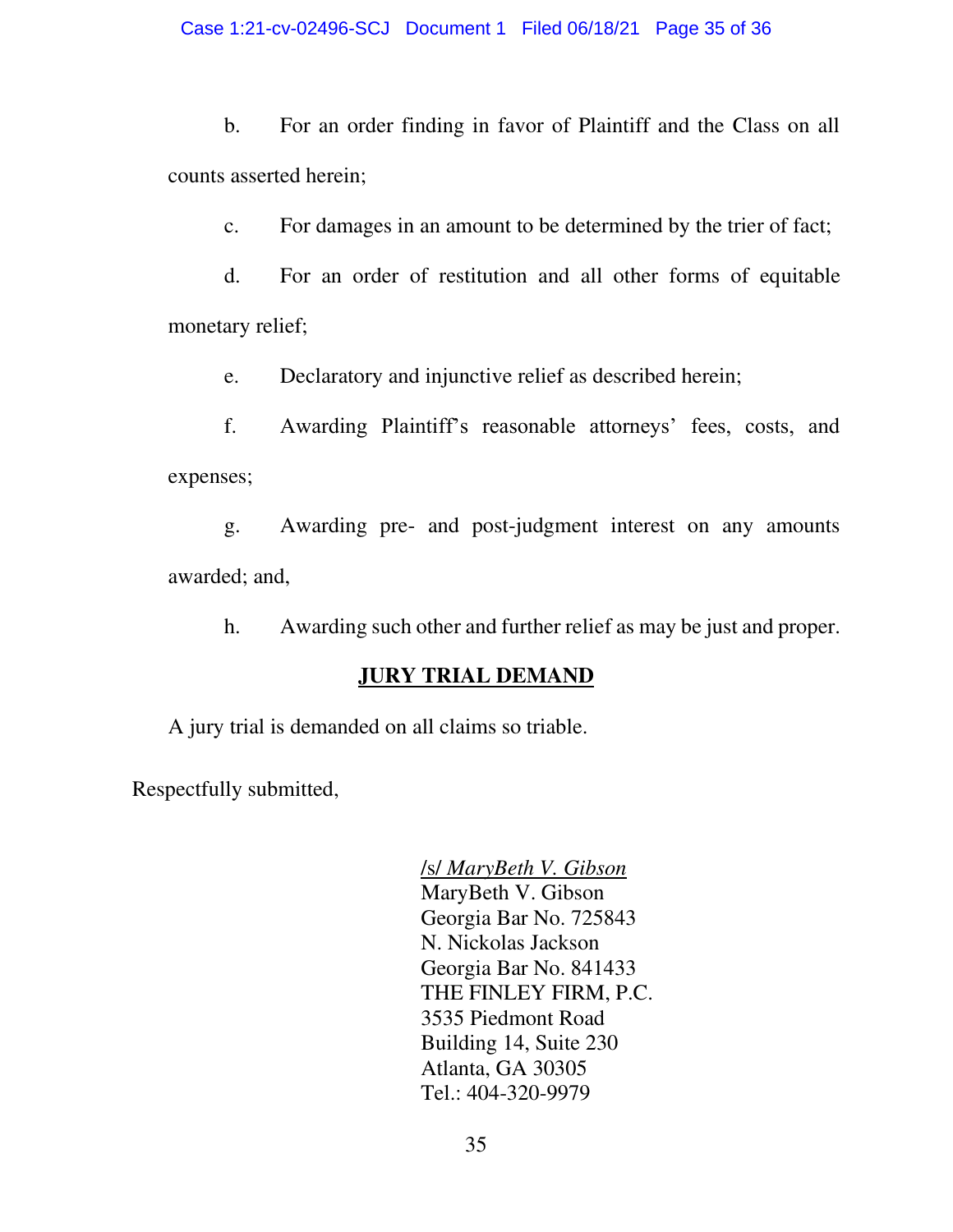b. For an order finding in favor of Plaintiff and the Class on all counts asserted herein;

c. For damages in an amount to be determined by the trier of fact;

d. For an order of restitution and all other forms of equitable monetary relief;

e. Declaratory and injunctive relief as described herein;

f. Awarding Plaintiff's reasonable attorneys' fees, costs, and expenses;

g. Awarding pre- and post-judgment interest on any amounts awarded; and,

h. Awarding such other and further relief as may be just and proper.

## **JURY TRIAL DEMAND**

A jury trial is demanded on all claims so triable.

Respectfully submitted,

/s/ *MaryBeth V. Gibson*
MaryBeth V. Gibson
Georgia Bar No. 725843
N. Nickolas Jackson
Georgia Bar No. 841433
THE FINLEY FIRM, P.C.
3535 Piedmont Road
Building 14, Suite 230
Atlanta, GA 30305
Tel.: 404-320-9979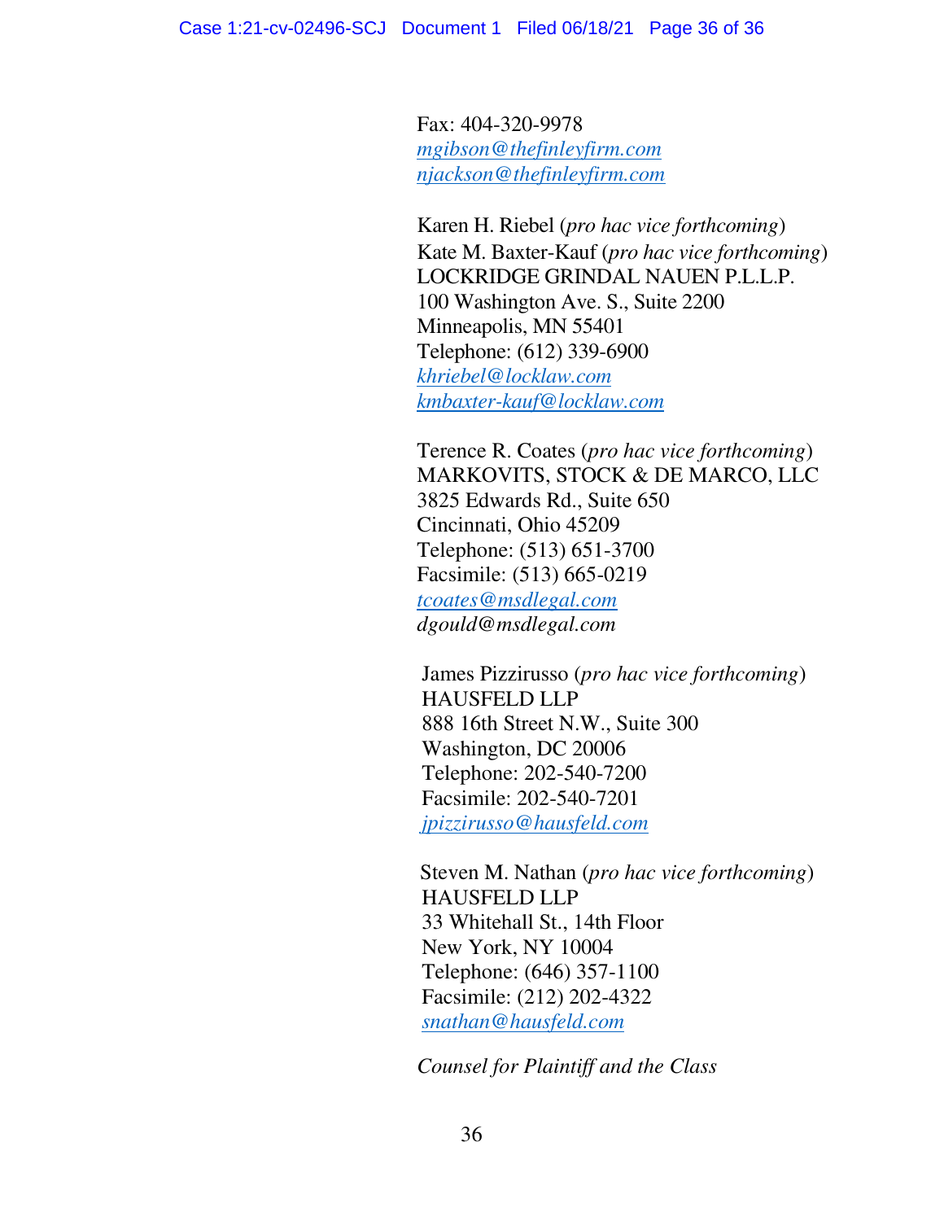Fax: 404-320-9978
mgibson@thefinleyfirm.com
njackson@thefinleyfirm.com

Karen H. Riebel (*pro hac vice forthcoming*)
Kate M. Baxter-Kauf (*pro hac vice forthcoming*)
LOCKRIDGE GRINDAL NAUEN P.L.L.P.
100 Washington Ave. S., Suite 2200
Minneapolis, MN 55401
Telephone: (612) 339-6900
khriebel@locklaw.com
kmbaxter-kauf@locklaw.com

Terence R. Coates (*pro hac vice forthcoming*)
MARKOVITS, STOCK & DE MARCO, LLC
3825 Edwards Rd., Suite 650
Cincinnati, Ohio 45209
Telephone: (513) 651-3700
Facsimile: (513) 665-0219
tcoates@msdlegal.com
*dgould@msdlegal.com*

James Pizzirusso (*pro hac vice forthcoming*)
HAUSFELD LLP
888 16th Street N.W., Suite 300
Washington, DC 20006
Telephone: 202-540-7200
Facsimile: 202-540-7201
jpizzirusso@hausfeld.com

Steven M. Nathan (*pro hac vice forthcoming*)
HAUSFELD LLP
33 Whitehall St., 14th Floor
New York, NY 10004
Telephone: (646) 357-1100
Facsimile: (212) 202-4322
snathan@hausfeld.com

*Counsel for Plaintiff and the Class*